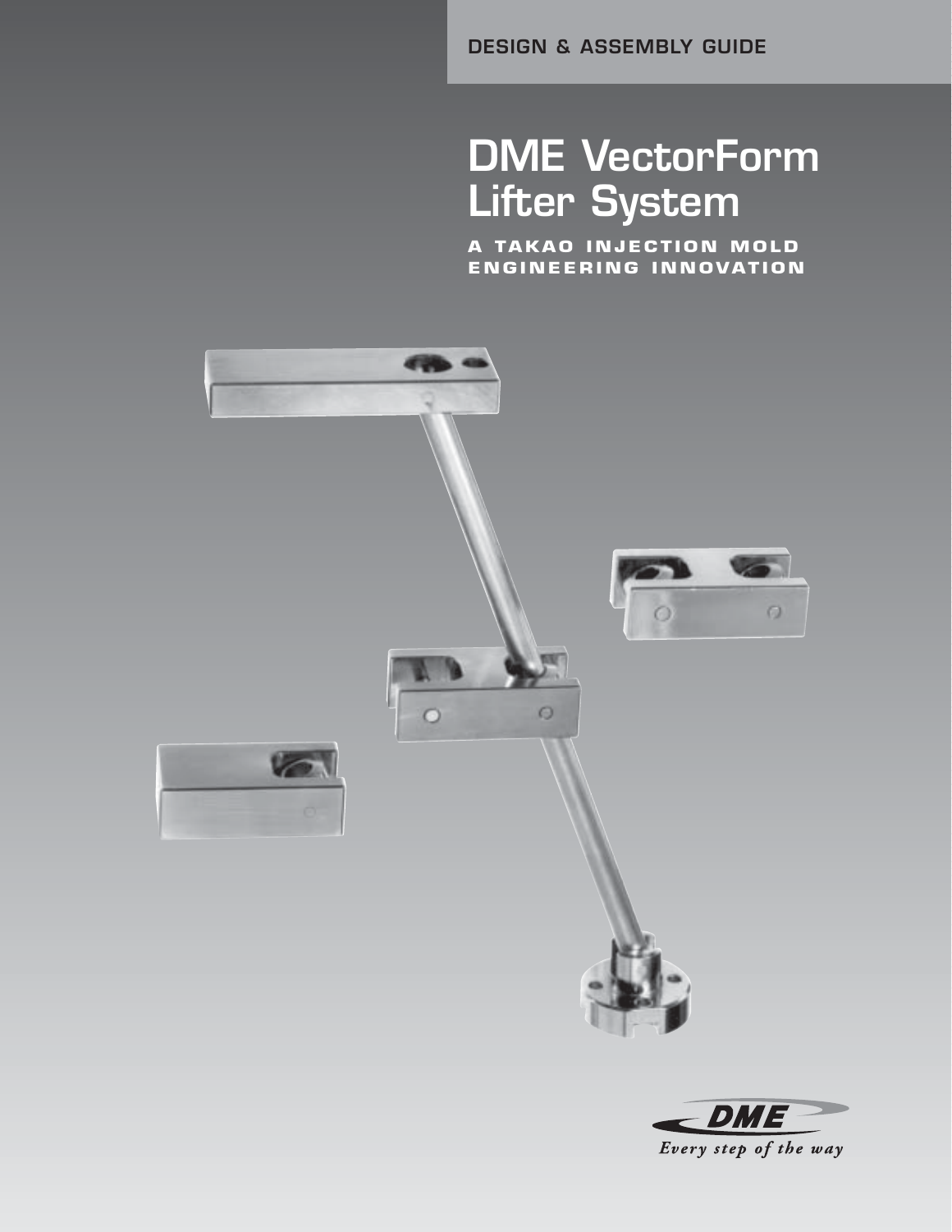DESIGN & ASSEMBLY GUIDE

# DME VectorForm Lifter System

**A TAKAO INJECTION MOLD ENGINEERING INNOVATION**

DME

*Every step of the way*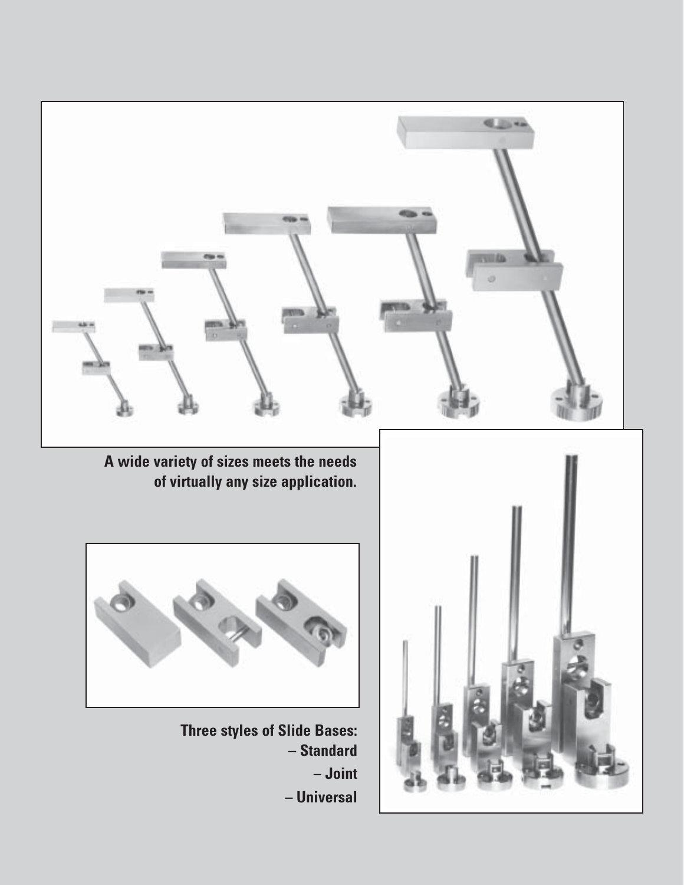A wide variety of sizes meets the needs of virtually any size application.

Three styles of Slide Bases:

- Standard
- Joint
- Universal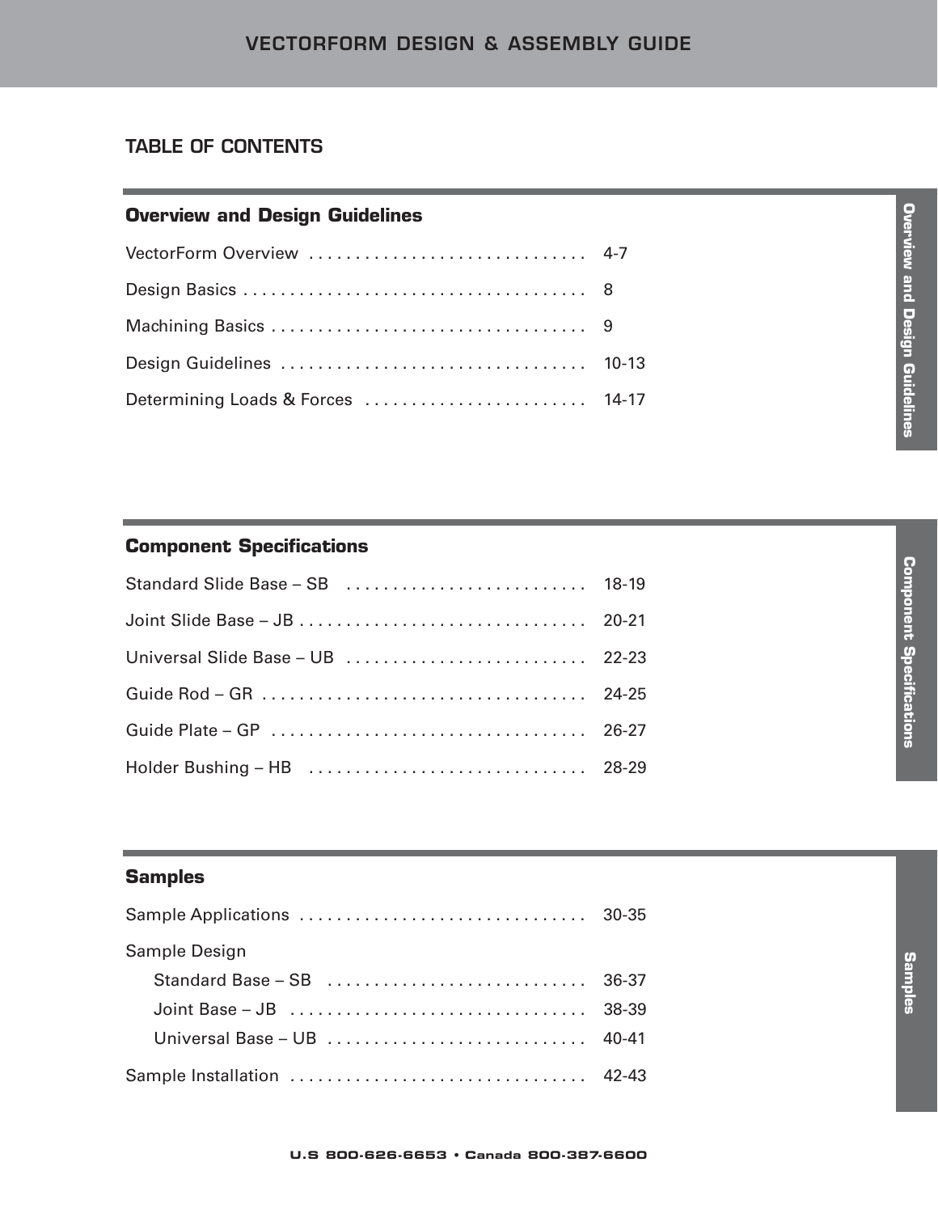## TABLE OF CONTENTS

### Overview and Design Guidelines

| | |
|---|---|
| VectorForm Overview | 4-7 |
| Design Basics | 8 |
| Machining Basics | 9 |
| Design Guidelines | 10-13 |
| Determining Loads & Forces | 14-17 |

### Component Specifications

| | |
|---|---|
| Standard Slide Base – SB | 18-19 |
| Joint Slide Base – JB | 20-21 |
| Universal Slide Base – UB | 22-23 |
| Guide Rod – GR | 24-25 |
| Guide Plate – GP | 26-27 |
| Holder Bushing – HB | 28-29 |

### Samples

| | |
|---|---|
| Sample Applications | 30-35 |
| Sample Design | |
| Standard Base – SB | 36-37 |
| Joint Base – JB | 38-39 |
| Universal Base – UB | 40-41 |
| Sample Installation | 42-43 |

**U.S 800-626-6653 • Canada 800-387-6600**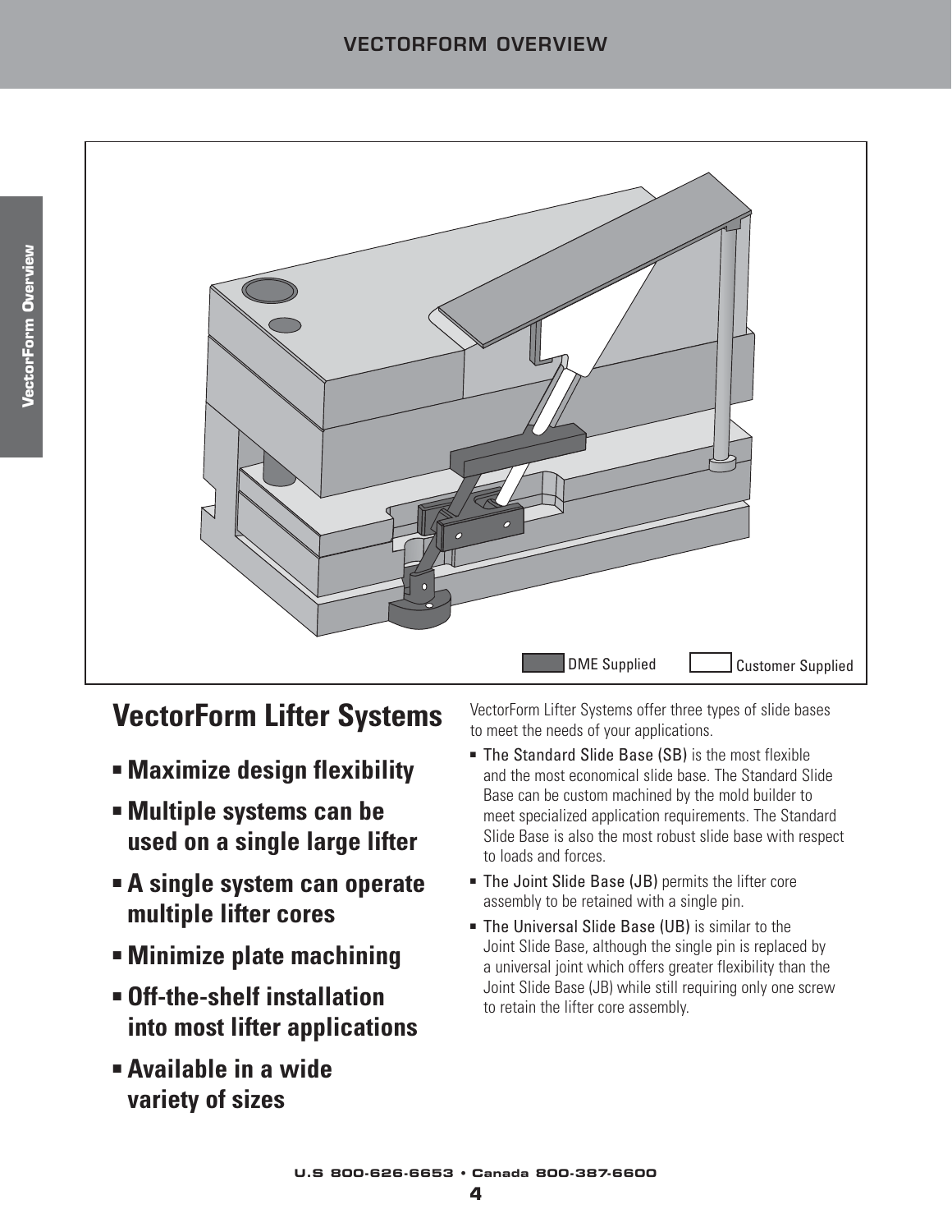DME Supplied Customer Supplied

## VectorForm Lifter Systems

- **Maximize design flexibility**
- **Multiple systems can be used on a single large lifter**
- **A single system can operate multiple lifter cores**
- **Minimize plate machining**
- **Off-the-shelf installation into most lifter applications**
- **Available in a wide variety of sizes**

VectorForm Lifter Systems offer three types of slide bases to meet the needs of your applications.

- The Standard Slide Base (SB) is the most flexible and the most economical slide base. The Standard Slide Base can be custom machined by the mold builder to meet specialized application requirements. The Standard Slide Base is also the most robust slide base with respect to loads and forces.
- The Joint Slide Base (JB) permits the lifter core assembly to be retained with a single pin.
- The Universal Slide Base (UB) is similar to the Joint Slide Base, although the single pin is replaced by a universal joint which offers greater flexibility than the Joint Slide Base (JB) while still requiring only one screw to retain the lifter core assembly.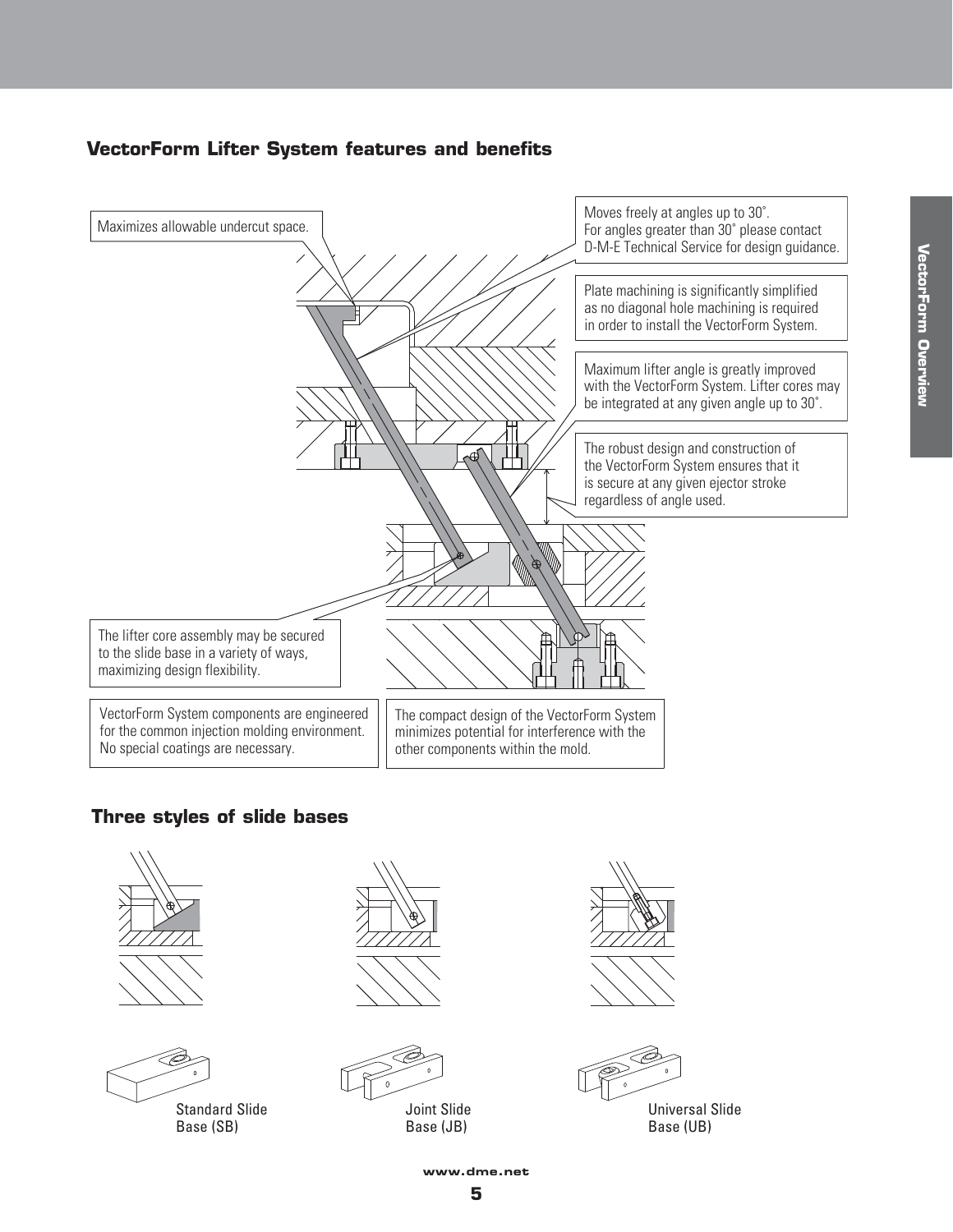## VectorForm Lifter System features and benefits

Maximizes allowable undercut space.

Moves freely at angles up to 30˚.
For angles greater than 30˚ please contact D-M-E Technical Service for design guidance.

Plate machining is significantly simplified as no diagonal hole machining is required in order to install the VectorForm System.

Maximum lifter angle is greatly improved with the VectorForm System. Lifter cores may be integrated at any given angle up to 30˚.

The robust design and construction of the VectorForm System ensures that it is secure at any given ejector stroke regardless of angle used.

The lifter core assembly may be secured to the slide base in a variety of ways, maximizing design flexibility.

VectorForm System components are engineered for the common injection molding environment. No special coatings are necessary.

The compact design of the VectorForm System minimizes potential for interference with the other components within the mold.

## Three styles of slide bases

Standard Slide Base (SB)

Joint Slide Base (JB)

Universal Slide Base (UB)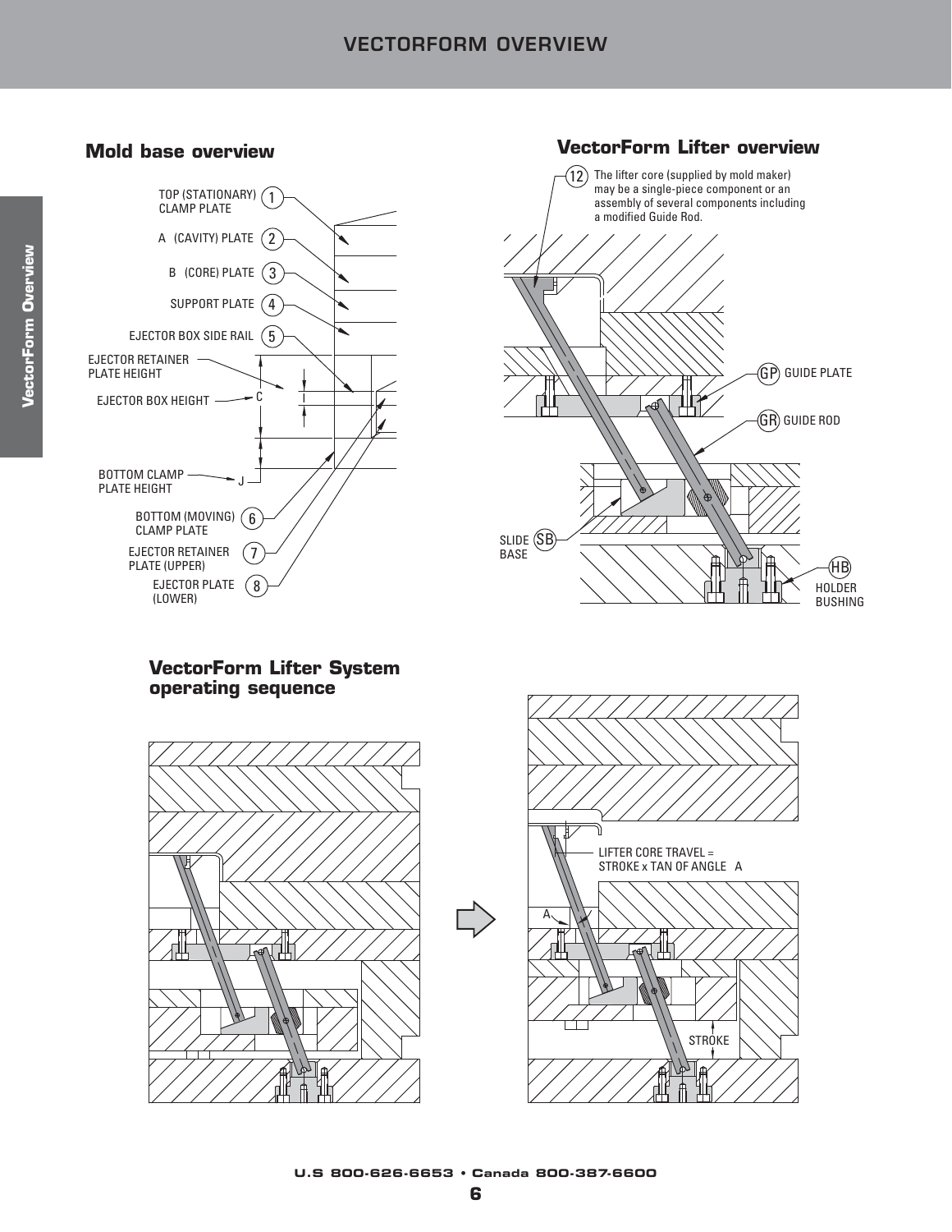## Mold base overview

1 TOP (STATIONARY) CLAMP PLATE

2 A (CAVITY) PLATE

3 B (CORE) PLATE

4 SUPPORT PLATE

5 EJECTOR BOX SIDE RAIL

EJECTOR RETAINER PLATE HEIGHT

EJECTOR BOX HEIGHT — C

BOTTOM CLAMP PLATE HEIGHT — J

6 BOTTOM (MOVING) CLAMP PLATE

7 EJECTOR RETAINER PLATE (UPPER)

8 EJECTOR PLATE (LOWER)

## VectorForm Lifter overview

12 The lifter core (supplied by mold maker) may be a single-piece component or an assembly of several components including a modified Guide Rod.

GP GUIDE PLATE

GR GUIDE ROD

SB SLIDE BASE

HB HOLDER BUSHING

## VectorForm Lifter System operating sequence

LIFTER CORE TRAVEL = STROKE x TAN OF ANGLE A

A

STROKE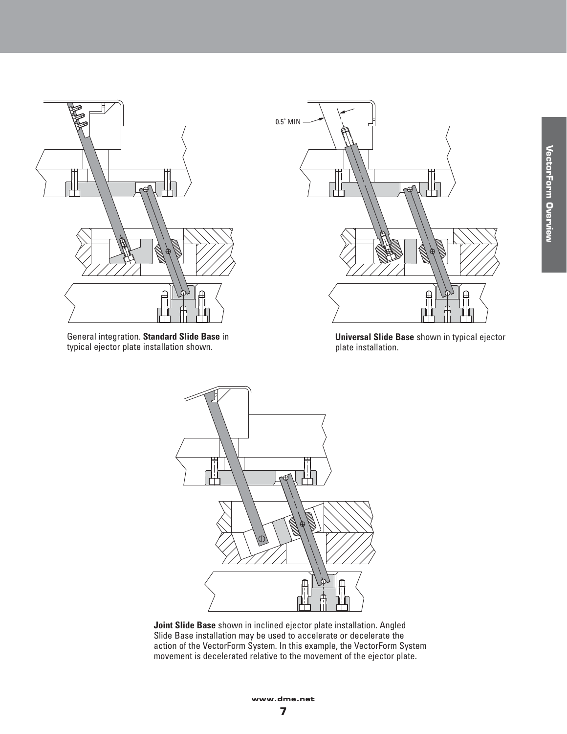0.5° MIN

General integration. **Standard Slide Base** in typical ejector plate installation shown.

**Universal Slide Base** shown in typical ejector plate installation.

**Joint Slide Base** shown in inclined ejector plate installation. Angled Slide Base installation may be used to accelerate or decelerate the action of the VectorForm System. In this example, the VectorForm System movement is decelerated relative to the movement of the ejector plate.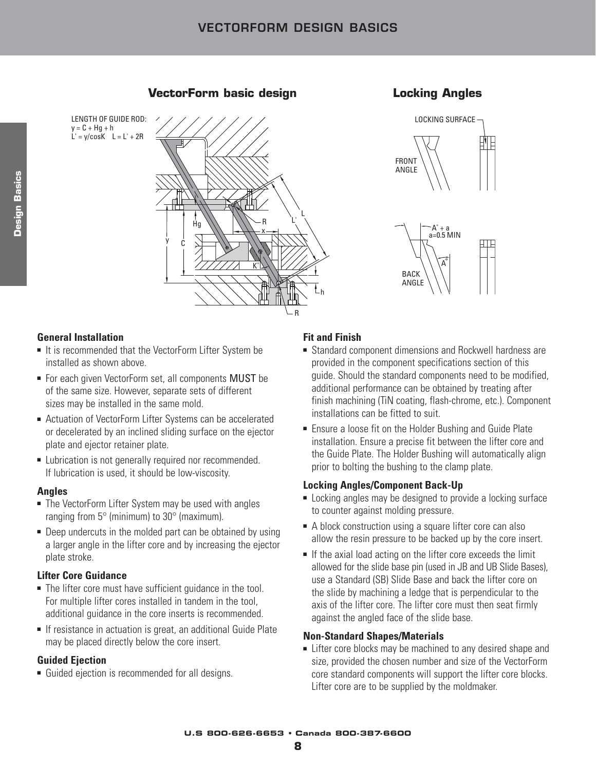# VECTORFORM DESIGN BASICS

## VectorForm basic design

LENGTH OF GUIDE ROD:
$y = C + Hg + h$
$L' = y/\cos K \quad L = L' + 2R$

## Locking Angles

### General Installation

- It is recommended that the VectorForm Lifter System be installed as shown above.
- For each given VectorForm set, all components MUST be of the same size. However, separate sets of different sizes may be installed in the same mold.
- Actuation of VectorForm Lifter Systems can be accelerated or decelerated by an inclined sliding surface on the ejector plate and ejector retainer plate.
- Lubrication is not generally required nor recommended. If lubrication is used, it should be low-viscosity.

### Angles

- The VectorForm Lifter System may be used with angles ranging from 5° (minimum) to 30° (maximum).
- Deep undercuts in the molded part can be obtained by using a larger angle in the lifter core and by increasing the ejector plate stroke.

### Lifter Core Guidance

- The lifter core must have sufficient guidance in the tool. For multiple lifter cores installed in tandem in the tool, additional guidance in the core inserts is recommended.
- If resistance in actuation is great, an additional Guide Plate may be placed directly below the core insert.

### Guided Ejection

- Guided ejection is recommended for all designs.

### Fit and Finish

- Standard component dimensions and Rockwell hardness are provided in the component specifications section of this guide. Should the standard components need to be modified, additional performance can be obtained by treating after finish machining (TiN coating, flash-chrome, etc.). Component installations can be fitted to suit.
- Ensure a loose fit on the Holder Bushing and Guide Plate installation. Ensure a precise fit between the lifter core and the Guide Plate. The Holder Bushing will automatically align prior to bolting the bushing to the clamp plate.

### Locking Angles/Component Back-Up

- Locking angles may be designed to provide a locking surface to counter against molding pressure.
- A block construction using a square lifter core can also allow the resin pressure to be backed up by the core insert.
- If the axial load acting on the lifter core exceeds the limit allowed for the slide base pin (used in JB and UB Slide Bases), use a Standard (SB) Slide Base and back the lifter core on the slide by machining a ledge that is perpendicular to the axis of the lifter core. The lifter core must then seat firmly against the angled face of the slide base.

### Non-Standard Shapes/Materials

- Lifter core blocks may be machined to any desired shape and size, provided the chosen number and size of the VectorForm core standard components will support the lifter core blocks. Lifter core are to be supplied by the moldmaker.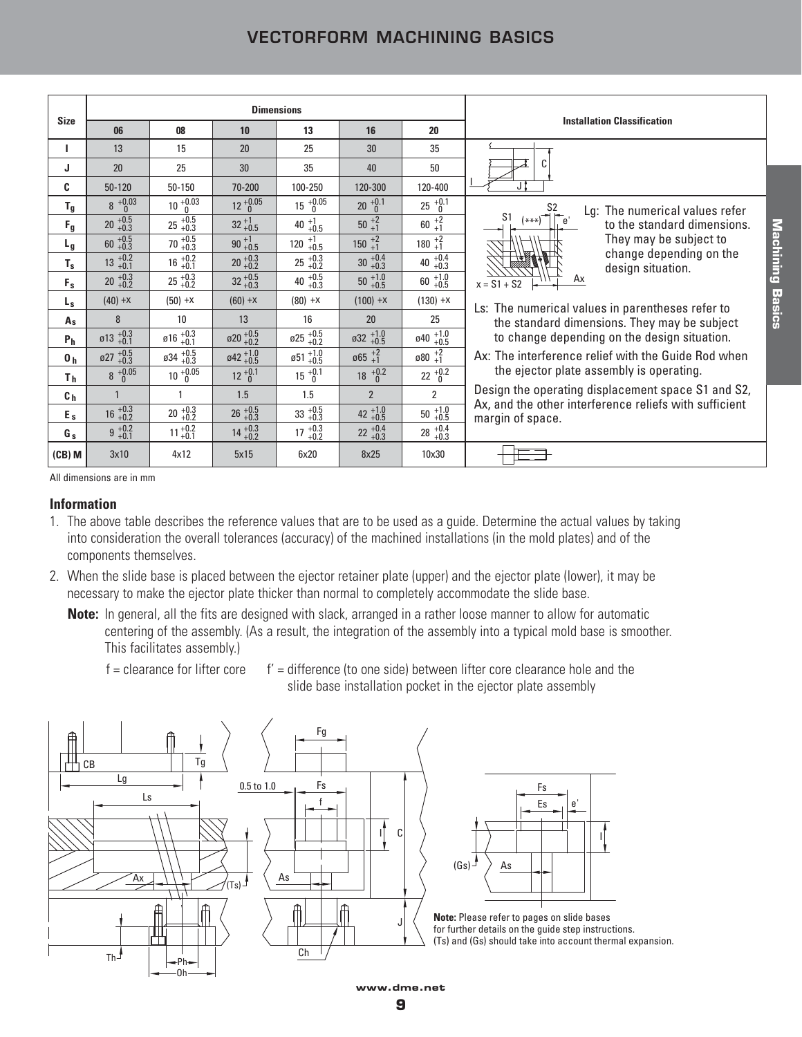## VECTORFORM MACHINING BASICS

| Size | Dimensions | | | | | | Installation Classification |
|---|---|---|---|---|---|---|---|
| | 06 | 08 | 10 | 13 | 16 | 20 | |
| I | 13 | 15 | 20 | 25 | 30 | 35 | |
| J | 20 | 25 | 30 | 35 | 40 | 50 | |
| C | 50-120 | 50-150 | 70-200 | 100-250 | 120-300 | 120-400 | |
| $T_g$ | $8^{+0.03}_{0}$ | $10^{+0.03}_{0}$ | $12^{+0.05}_{0}$ | $15^{+0.05}_{0}$ | $20^{+0.1}_{0}$ | $25^{+0.1}_{0}$ | Lg: The numerical values refer to the standard dimensions. They may be subject to change depending on the design situation. |
| $F_g$ | $20^{+0.5}_{+0.3}$ | $25^{+0.5}_{+0.3}$ | $32^{+1}_{+0.5}$ | $40^{+1}_{+0.5}$ | $50^{+2}_{+1}$ | $60^{+2}_{+1}$ | |
| $L_g$ | $60^{+0.5}_{+0.3}$ | $70^{+0.5}_{+0.3}$ | $90^{+1}_{+0.5}$ | $120^{+1}_{+0.5}$ | $150^{+2}_{+1}$ | $180^{+2}_{+1}$ | |
| $T_s$ | $13^{+0.2}_{+0.1}$ | $16^{+0.2}_{+0.1}$ | $20^{+0.3}_{+0.2}$ | $25^{+0.3}_{+0.2}$ | $30^{+0.4}_{+0.3}$ | $40^{+0.4}_{+0.3}$ | |
| $F_s$ | $20^{+0.3}_{+0.2}$ | $25^{+0.3}_{+0.2}$ | $32^{+0.5}_{+0.3}$ | $40^{+0.5}_{+0.3}$ | $50^{+1.0}_{+0.5}$ | $60^{+1.0}_{+0.5}$ | $x = S1 + S2$ |
| $L_s$ | (40) +x | (50) +x | (60) +x | (80) +x | (100) +x | (130) +x | Ls: The numerical values in parentheses refer to the standard dimensions. They may be subject to change depending on the design situation. |
| As | 8 | 10 | 13 | 16 | 20 | 25 | |
| $P_h$ | $ø13^{+0.3}_{+0.1}$ | $ø16^{+0.3}_{+0.1}$ | $ø20^{+0.5}_{+0.2}$ | $ø25^{+0.5}_{+0.2}$ | $ø32^{+1.0}_{+0.5}$ | $ø40^{+1.0}_{+0.5}$ | Ax: The interference relief with the Guide Rod when the ejector plate assembly is operating. |
| $O_h$ | $ø27^{+0.5}_{+0.3}$ | $ø34^{+0.5}_{+0.3}$ | $ø42^{+1.0}_{+0.5}$ | $ø51^{+1.0}_{+0.5}$ | $ø65^{+2}_{+1}$ | $ø80^{+2}_{+1}$ | |
| $T_h$ | $8^{+0.05}_{0}$ | $10^{+0.05}_{0}$ | $12^{+0.1}_{0}$ | $15^{+0.1}_{0}$ | $18^{+0.2}_{0}$ | $22^{+0.2}_{0}$ | Design the operating displacement space S1 and S2, Ax, and the other interference reliefs with sufficient margin of space. |
| $C_h$ | 1 | 1 | 1.5 | 1.5 | 2 | 2 | |
| $E_s$ | $16^{+0.3}_{+0.2}$ | $20^{+0.3}_{+0.2}$ | $26^{+0.5}_{+0.3}$ | $33^{+0.5}_{+0.3}$ | $42^{+1.0}_{+0.5}$ | $50^{+1.0}_{+0.5}$ | |
| $G_s$ | $9^{+0.2}_{+0.1}$ | $11^{+0.2}_{+0.1}$ | $14^{+0.3}_{+0.2}$ | $17^{+0.3}_{+0.2}$ | $22^{+0.4}_{+0.3}$ | $28^{+0.4}_{+0.3}$ | |
| (CB) M | 3x10 | 4x12 | 5x15 | 6x20 | 8x25 | 10x30 | |

All dimensions are in mm

### Information

1. The above table describes the reference values that are to be used as a guide. Determine the actual values by taking into consideration the overall tolerances (accuracy) of the machined installations (in the mold plates) and of the components themselves.
2. When the slide base is placed between the ejector retainer plate (upper) and the ejector plate (lower), it may be necessary to make the ejector plate thicker than normal to completely accommodate the slide base.

**Note:** In general, all the fits are designed with slack, arranged in a rather loose manner to allow for automatic centering of the assembly. (As a result, the integration of the assembly into a typical mold base is smoother. This facilitates assembly.)

f = clearance for lifter core     f' = difference (to one side) between lifter core clearance hole and the slide base installation pocket in the ejector plate assembly

**Note:** Please refer to pages on slide bases for further details on the guide step instructions. (Ts) and (Gs) should take into account thermal expansion.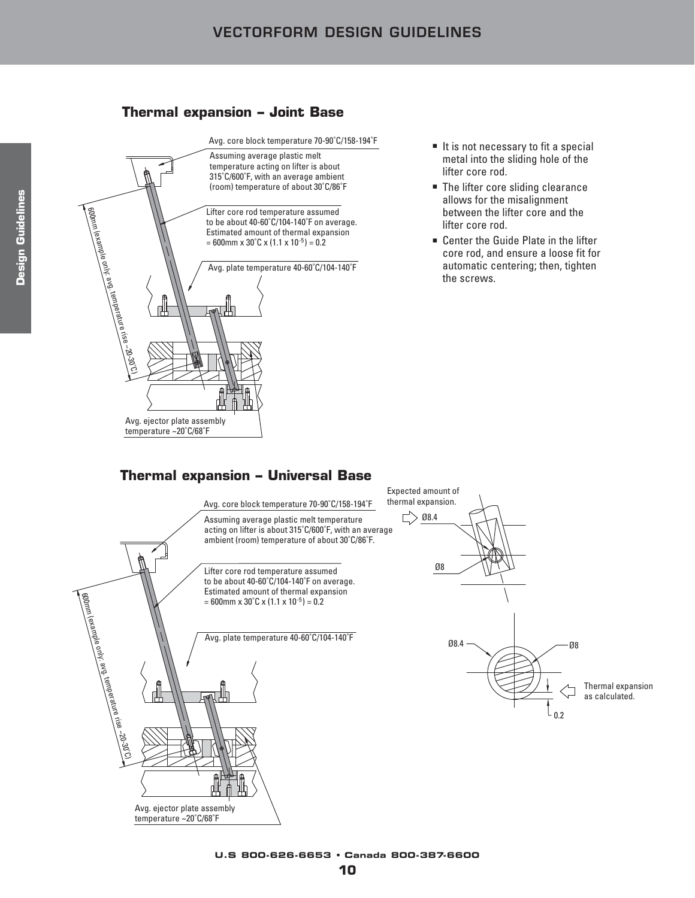## Thermal expansion – Joint Base

Avg. core block temperature 70-90˚C/158-194˚F

Assuming average plastic melt temperature acting on lifter is about 315˚C/600˚F, with an average ambient (room) temperature of about 30˚C/86˚F

Lifter core rod temperature assumed to be about 40-60˚C/104-140˚F on average. Estimated amount of thermal expansion = 600mm x 30˚C x (1.1 x $10^{-5}$) = 0.2

Avg. plate temperature 40-60˚C/104-140˚F

600mm (example only; avg. temperature rise ~20-30˚C)

Avg. ejector plate assembly temperature ~20˚C/68˚F

- It is not necessary to fit a special metal into the sliding hole of the lifter core rod.
- The lifter core sliding clearance allows for the misalignment between the lifter core and the lifter core rod.
- Center the Guide Plate in the lifter core rod, and ensure a loose fit for automatic centering; then, tighten the screws.

## Thermal expansion – Universal Base

Avg. core block temperature 70-90˚C/158-194˚F

Assuming average plastic melt temperature acting on lifter is about 315˚C/600˚F, with an average ambient (room) temperature of about 30˚C/86˚F.

Lifter core rod temperature assumed to be about 40-60˚C/104-140˚F on average. Estimated amount of thermal expansion = 600mm x 30˚C x (1.1 x $10^{-5}$) = 0.2

Avg. plate temperature 40-60˚C/104-140˚F

600mm (example only; avg. temperature rise ~20-30˚C)

Avg. ejector plate assembly temperature ~20˚C/68˚F

Expected amount of thermal expansion.

Ø8.4

Ø8

Ø8.4

Ø8

Thermal expansion as calculated.

0.2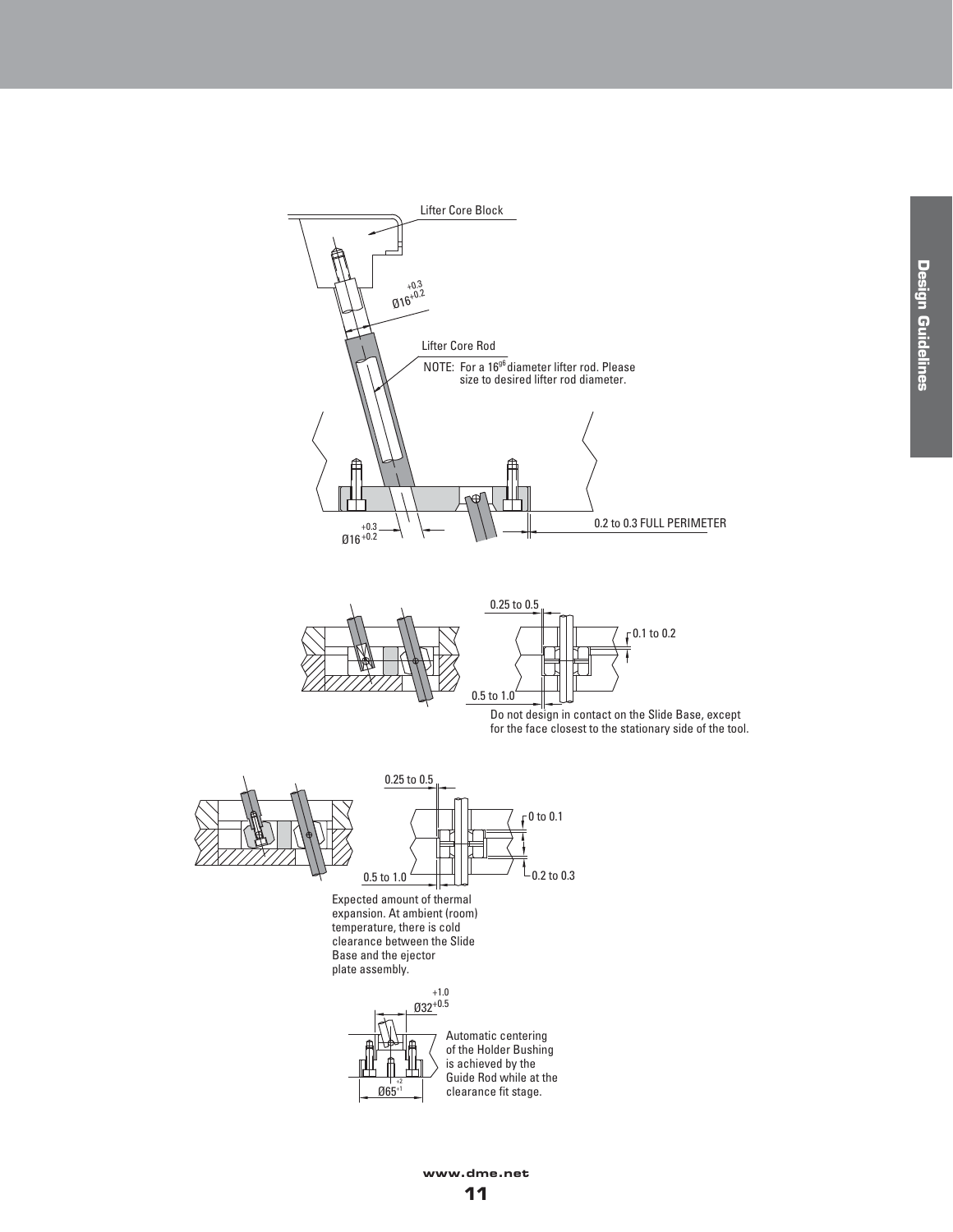Lifter Core Block

Ø16 $^{+0.3}_{+0.2}$

Lifter Core Rod

NOTE: For a 16$^{g6}$ diameter lifter rod. Please size to desired lifter rod diameter.

Ø16 $^{+0.3}_{+0.2}$

0.2 to 0.3 FULL PERIMETER

0.25 to 0.5

0.1 to 0.2

0.5 to 1.0

Do not design in contact on the Slide Base, except for the face closest to the stationary side of the tool.

0.25 to 0.5

0 to 0.1

0.5 to 1.0

0.2 to 0.3

Expected amount of thermal expansion. At ambient (room) temperature, there is cold clearance between the Slide Base and the ejector plate assembly.

Ø32 $^{+1.0}_{+0.5}$

Ø65 $^{+2}_{+1}$

Automatic centering of the Holder Bushing is achieved by the Guide Rod while at the clearance fit stage.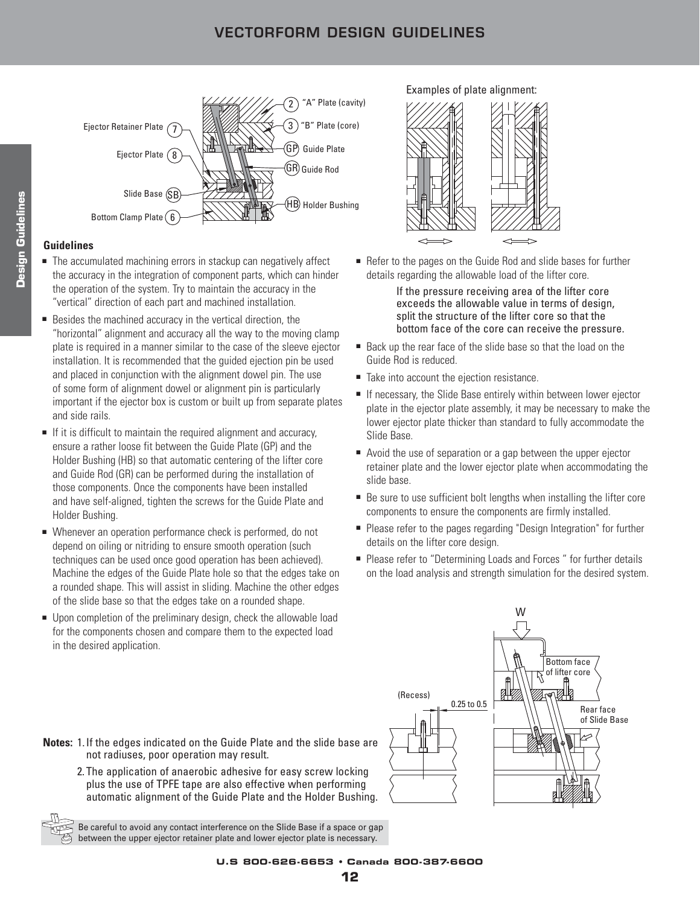# VECTORFORM DESIGN GUIDELINES

Ejector Retainer Plate 7

Ejector Plate 8

Slide Base SB

Bottom Clamp Plate 6

2 "A" Plate (cavity)

3 "B" Plate (core)

GP Guide Plate

GR Guide Rod

HB Holder Bushing

Examples of plate alignment:

### Guidelines

- The accumulated machining errors in stackup can negatively affect the accuracy in the integration of component parts, which can hinder the operation of the system. Try to maintain the accuracy in the "vertical" direction of each part and machined installation.
- Besides the machined accuracy in the vertical direction, the "horizontal" alignment and accuracy all the way to the moving clamp plate is required in a manner similar to the case of the sleeve ejector installation. It is recommended that the guided ejection pin be used and placed in conjunction with the alignment dowel pin. The use of some form of alignment dowel or alignment pin is particularly important if the ejector box is custom or built up from separate plates and side rails.
- If it is difficult to maintain the required alignment and accuracy, ensure a rather loose fit between the Guide Plate (GP) and the Holder Bushing (HB) so that automatic centering of the lifter core and Guide Rod (GR) can be performed during the installation of those components. Once the components have been installed and have self-aligned, tighten the screws for the Guide Plate and Holder Bushing.
- Whenever an operation performance check is performed, do not depend on oiling or nitriding to ensure smooth operation (such techniques can be used once good operation has been achieved). Machine the edges of the Guide Plate hole so that the edges take on a rounded shape. This will assist in sliding. Machine the other edges of the slide base so that the edges take on a rounded shape.
- Upon completion of the preliminary design, check the allowable load for the components chosen and compare them to the expected load in the desired application.
- Refer to the pages on the Guide Rod and slide bases for further details regarding the allowable load of the lifter core.

  If the pressure receiving area of the lifter core exceeds the allowable value in terms of design, split the structure of the lifter core so that the bottom face of the core can receive the pressure.
- Back up the rear face of the slide base so that the load on the Guide Rod is reduced.
- Take into account the ejection resistance.
- If necessary, the Slide Base entirely within between lower ejector plate in the ejector plate assembly, it may be necessary to make the lower ejector plate thicker than standard to fully accommodate the Slide Base.
- Avoid the use of separation or a gap between the upper ejector retainer plate and the lower ejector plate when accommodating the slide base.
- Be sure to use sufficient bolt lengths when installing the lifter core components to ensure the components are firmly installed.
- Please refer to the pages regarding "Design Integration" for further details on the lifter core design.
- Please refer to "Determining Loads and Forces " for further details on the load analysis and strength simulation for the desired system.

W

Bottom face of lifter core

(Recess)

0.25 to 0.5

Rear face of Slide Base

**Notes:** 1. If the edges indicated on the Guide Plate and the slide base are not radiuses, poor operation may result.

2. The application of anaerobic adhesive for easy screw locking plus the use of TPFE tape are also effective when performing automatic alignment of the Guide Plate and the Holder Bushing.

Be careful to avoid any contact interference on the Slide Base if a space or gap between the upper ejector retainer plate and lower ejector plate is necessary.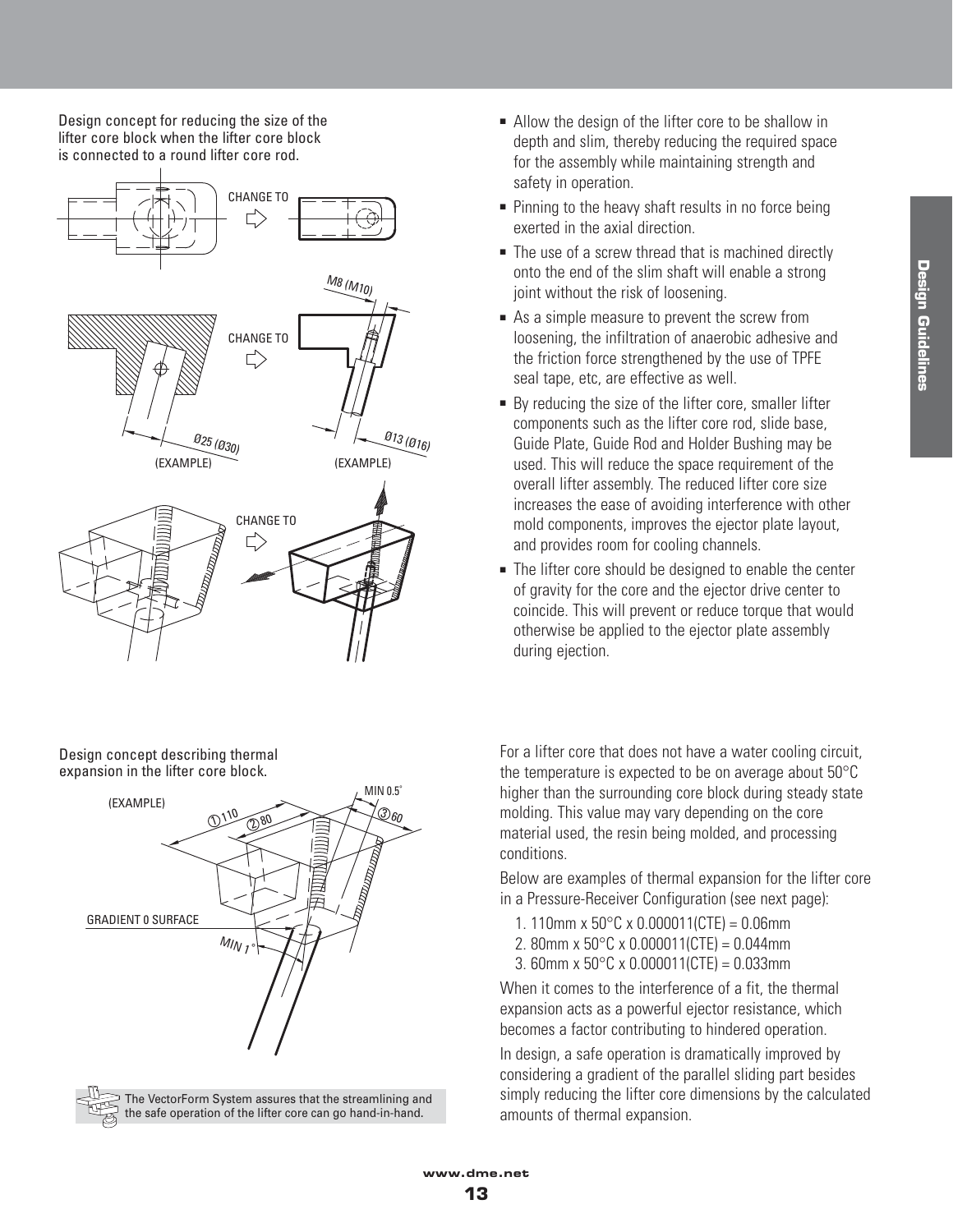Design concept for reducing the size of the lifter core block when the lifter core block is connected to a round lifter core rod.

CHANGE TO

M8 (M10)

CHANGE TO

Ø25 (Ø30)
(EXAMPLE)

Ø13 (Ø16)
(EXAMPLE)

CHANGE TO

- Allow the design of the lifter core to be shallow in depth and slim, thereby reducing the required space for the assembly while maintaining strength and safety in operation.
- Pinning to the heavy shaft results in no force being exerted in the axial direction.
- The use of a screw thread that is machined directly onto the end of the slim shaft will enable a strong joint without the risk of loosening.
- As a simple measure to prevent the screw from loosening, the infiltration of anaerobic adhesive and the friction force strengthened by the use of TPFE seal tape, etc, are effective as well.
- By reducing the size of the lifter core, smaller lifter components such as the lifter core rod, slide base, Guide Plate, Guide Rod and Holder Bushing may be used. This will reduce the space requirement of the overall lifter assembly. The reduced lifter core size increases the ease of avoiding interference with other mold components, improves the ejector plate layout, and provides room for cooling channels.
- The lifter core should be designed to enable the center of gravity for the core and the ejector drive center to coincide. This will prevent or reduce torque that would otherwise be applied to the ejector plate assembly during ejection.

Design concept describing thermal expansion in the lifter core block.

(EXAMPLE)

① 110 ② 80 ③ 60 MIN 0.5°

GRADIENT 0 SURFACE

MIN 1°

The VectorForm System assures that the streamlining and the safe operation of the lifter core can go hand-in-hand.

For a lifter core that does not have a water cooling circuit, the temperature is expected to be on average about 50°C higher than the surrounding core block during steady state molding. This value may vary depending on the core material used, the resin being molded, and processing conditions.

Below are examples of thermal expansion for the lifter core in a Pressure-Receiver Configuration (see next page):

1. 110mm x 50°C x 0.000011(CTE) = 0.06mm
2. 80mm x 50°C x 0.000011(CTE) = 0.044mm
3. 60mm x 50°C x 0.000011(CTE) = 0.033mm

When it comes to the interference of a fit, the thermal expansion acts as a powerful ejector resistance, which becomes a factor contributing to hindered operation.

In design, a safe operation is dramatically improved by considering a gradient of the parallel sliding part besides simply reducing the lifter core dimensions by the calculated amounts of thermal expansion.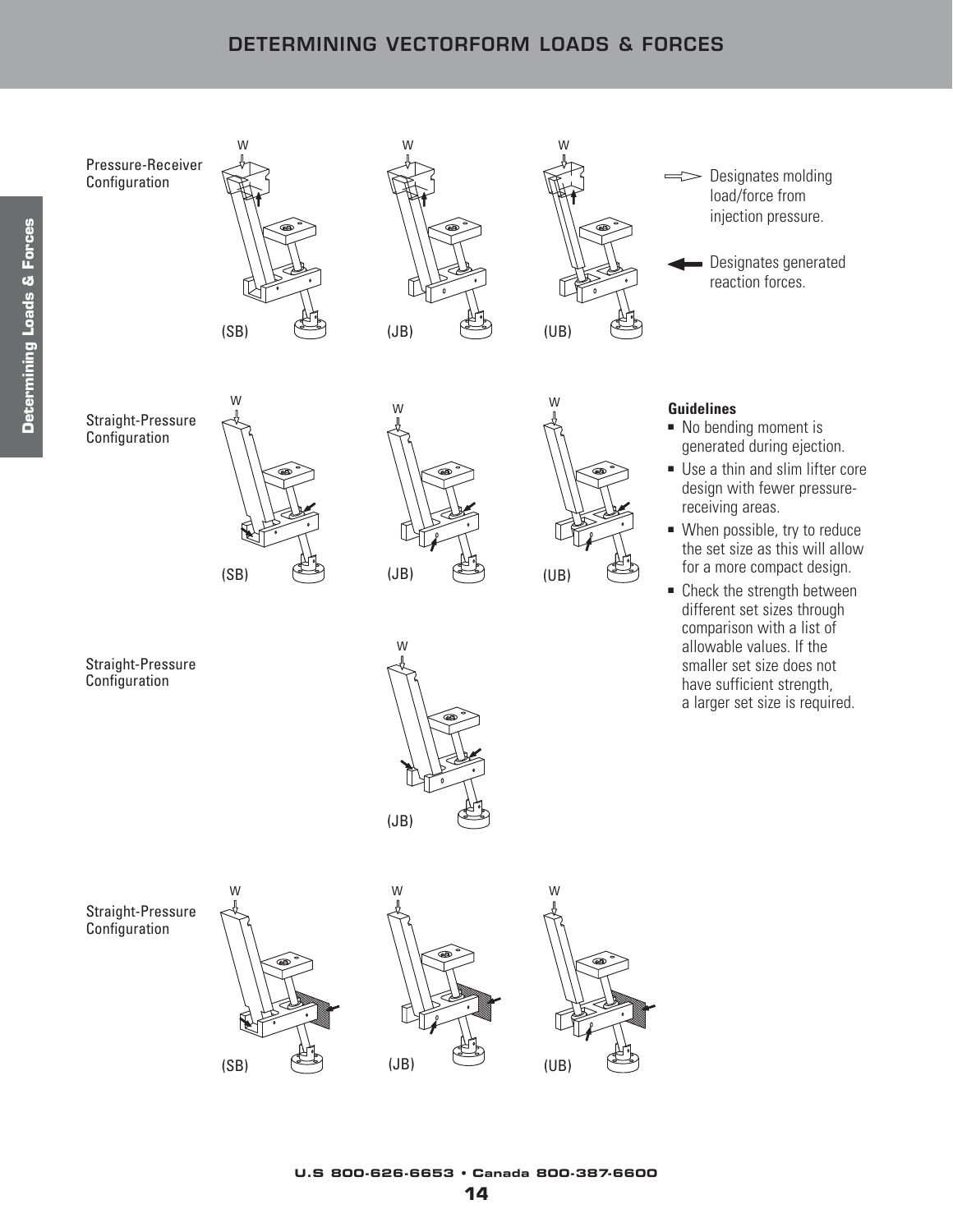# DETERMINING VECTORFORM LOADS & FORCES

Pressure-Receiver Configuration

W (SB) W (JB) W (UB)

Designates molding load/force from injection pressure.

Designates generated reaction forces.

Straight-Pressure Configuration

W (SB) W (JB) W (UB)

**Guidelines**

- No bending moment is generated during ejection.
- Use a thin and slim lifter core design with fewer pressure-receiving areas.
- When possible, try to reduce the set size as this will allow for a more compact design.
- Check the strength between different set sizes through comparison with a list of allowable values. If the smaller set size does not have sufficient strength, a larger set size is required.

Straight-Pressure Configuration

W (JB)

Straight-Pressure Configuration

W (SB) W (JB) W (UB)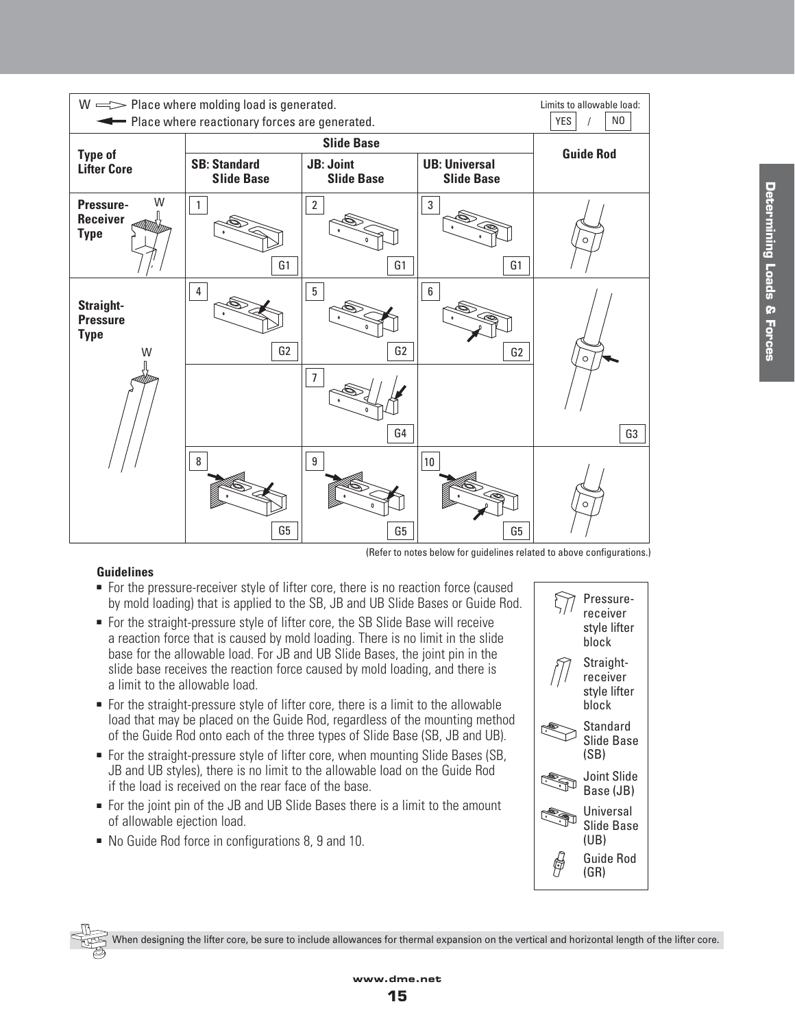W ⇨ Place where molding load is generated.
◀ Place where reactionary forces are generated.

Limits to allowable load: YES / NO

| Type of Lifter Core | Slide Base | | | Guide Rod |
|---|---|---|---|---|
| | SB: Standard Slide Base | JB: Joint Slide Base | UB: Universal Slide Base | |
| Pressure-Receiver Type (W) | 1 — G1 | 2 — G1 | 3 — G1 | |
| Straight-Pressure Type (W) | 4 — G2 | 5 — G2 | 6 — G2 | G3 |
| | | 7 — G4 | | |
| | 8 — G5 | 9 — G5 | 10 — G5 | |

(Refer to notes below for guidelines related to above configurations.)

**Guidelines**

- For the pressure-receiver style of lifter core, there is no reaction force (caused by mold loading) that is applied to the SB, JB and UB Slide Bases or Guide Rod.
- For the straight-pressure style of lifter core, the SB Slide Base will receive a reaction force that is caused by mold loading. There is no limit in the slide base for the allowable load. For JB and UB Slide Bases, the joint pin in the slide base receives the reaction force caused by mold loading, and there is a limit to the allowable load.
- For the straight-pressure style of lifter core, there is a limit to the allowable load that may be placed on the Guide Rod, regardless of the mounting method of the Guide Rod onto each of the three types of Slide Base (SB, JB and UB).
- For the straight-pressure style of lifter core, when mounting Slide Bases (SB, JB and UB styles), there is no limit to the allowable load on the Guide Rod if the load is received on the rear face of the base.
- For the joint pin of the JB and UB Slide Bases there is a limit to the amount of allowable ejection load.
- No Guide Rod force in configurations 8, 9 and 10.

Legend:
- Pressure-receiver style lifter block
- Straight-receiver style lifter block
- Standard Slide Base (SB)
- Joint Slide Base (JB)
- Universal Slide Base (UB)
- Guide Rod (GR)

When designing the lifter core, be sure to include allowances for thermal expansion on the vertical and horizontal length of the lifter core.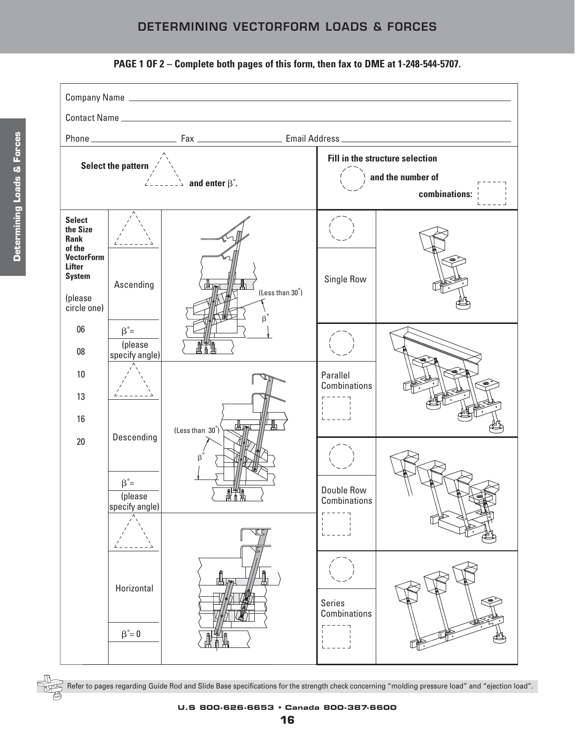# DETERMINING VECTORFORM LOADS & FORCES

**PAGE 1 OF 2 – Complete both pages of this form, then fax to DME at 1-248-544-5707.**

Company Name ______________________________

Contact Name ______________________________

Phone ______________ Fax ______________ Email Address ______________________________

| **Select the pattern** and enter $\beta°$. | | | **Fill in the structure selection** and the number of combinations: | |
|---|---|---|---|---|
| **Select the Size Rank of the VectorForm Lifter System** (please circle one) 06 08 10 13 16 20 | Ascending $\beta°$= (please specify angle) | (Less than 30°) $\beta°$ | Single Row | |
| | | | Parallel Combinations | |
| | Descending $\beta°$= (please specify angle) | (Less than 30°) $\beta°$ | Double Row Combinations | |
| | Horizontal $\beta°$= 0 | | Series Combinations | |

Refer to pages regarding Guide Rod and Slide Base specifications for the strength check concerning "molding pressure load" and "ejection load".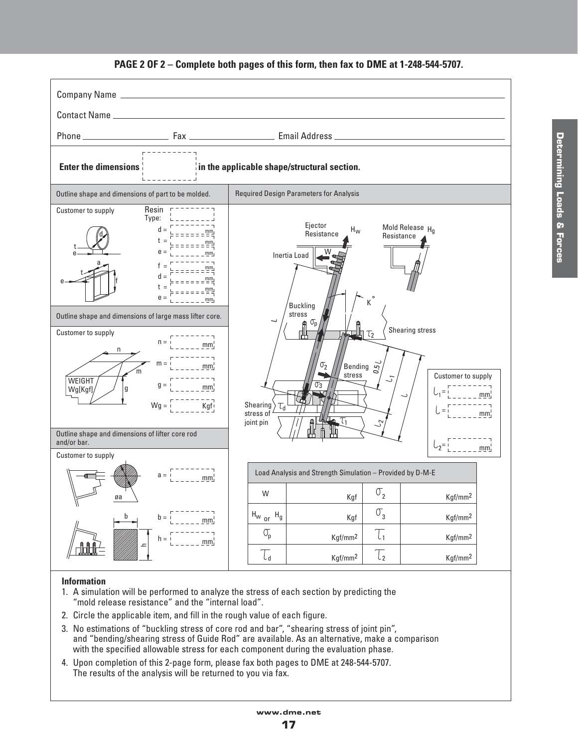**PAGE 2 OF 2 – Complete both pages of this form, then fax to DME at 1-248-544-5707.**

Company Name ______________________

Contact Name ______________________

Phone ____________ Fax ____________ Email Address ______________________

**Enter the dimensions [ ] in the applicable shape/structural section.**

| Outline shape and dimensions of part to be molded. | Required Design Parameters for Analysis |
|---|---|

Customer to supply

Resin Type: [ ]

d = [ ] mm
t = [ ] mm
e = [ ] mm

f = [ ] mm
d = [ ] mm
t = [ ] mm
e = [ ] mm

**Outline shape and dimensions of large mass lifter core.**

Customer to supply

n = [ ] mm

m = [ ] mm

g = [ ] mm

Wg = [ ] Kgf

WEIGHT Wg[Kgf]

**Outline shape and dimensions of lifter core rod and/or bar.**

Customer to supply

a = [ ] mm

øa

b = [ ] mm

h = [ ] mm

Ejector Resistance $H_w$ — Mold Release Resistance $H_g$ — Inertia Load W — Buckling stress $\sigma_p$ — $K^\circ$ — Shearing stress $\tau_2$ — Bending stress $\sigma_2$ — $\sigma_3$ — Shearing stress of joint pin $\tau_d$ — $\tau_1$ — L — $0.5\ell$ — $\ell_1$ — $\ell$ — $\ell_2$

Customer to supply

$\ell_1$ = [ ] mm

$\ell$ = [ ] mm

$\ell_2$ = [ ] mm

| Load Analysis and Strength Simulation – Provided by D-M-E | | | |
|---|---|---|---|
| W | Kgf | $\sigma_2$ | Kgf/mm2 |
| $H_w$ or $H_g$ | Kgf | $\sigma_3$ | Kgf/mm2 |
| $\sigma_p$ | Kgf/mm2 | $\tau_1$ | Kgf/mm2 |
| $\tau_d$ | Kgf/mm2 | $\tau_2$ | Kgf/mm2 |

**Information**

1. A simulation will be performed to analyze the stress of each section by predicting the "mold release resistance" and the "internal load".
2. Circle the applicable item, and fill in the rough value of each figure.
3. No estimations of "buckling stress of core rod and bar", "shearing stress of joint pin", and "bending/shearing stress of Guide Rod" are available. As an alternative, make a comparison with the specified allowable stress for each component during the evaluation phase.
4. Upon completion of this 2-page form, please fax both pages to DME at 248-544-5707. The results of the analysis will be returned to you via fax.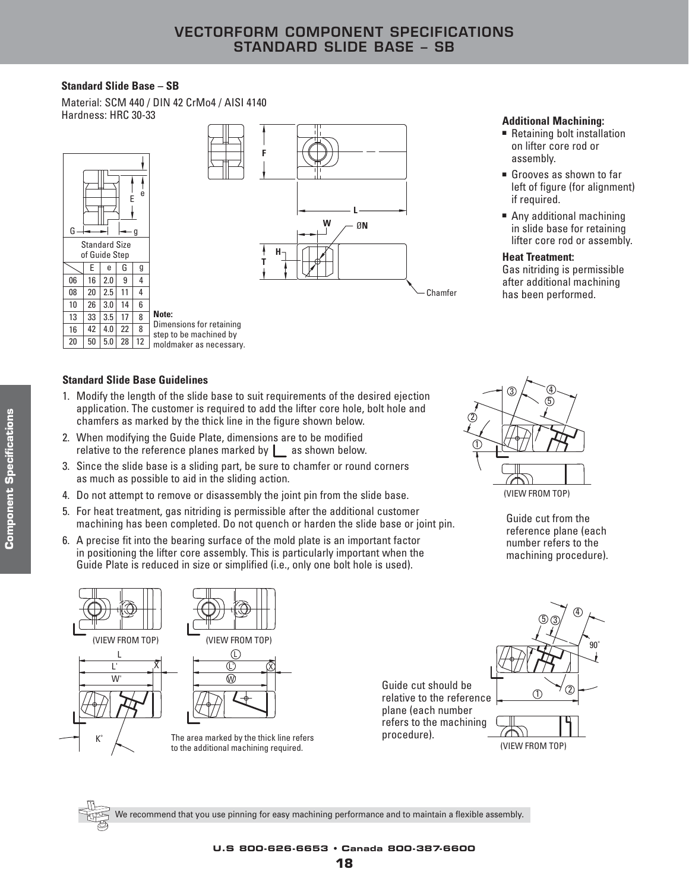# VECTORFORM COMPONENT SPECIFICATIONS
## STANDARD SLIDE BASE – SB

**Standard Slide Base – SB**

Material: SCM 440 / DIN 42 CrMo4 / AISI 4140
Hardness: HRC 30-33

Standard Size of Guide Step

| | E | e | G | g |
|---|---|---|---|---|
| 06 | 16 | 2.0 | 9 | 4 |
| 08 | 20 | 2.5 | 11 | 4 |
| 10 | 26 | 3.0 | 14 | 6 |
| 13 | 33 | 3.5 | 17 | 8 |
| 16 | 42 | 4.0 | 22 | 8 |
| 20 | 50 | 5.0 | 28 | 12 |

**Note:**
Dimensions for retaining step to be machined by moldmaker as necessary.

F L W ØN H T Chamfer

**Additional Machining:**

- Retaining bolt installation on lifter core rod or assembly.
- Grooves as shown to far left of figure (for alignment) if required.
- Any additional machining in slide base for retaining lifter core rod or assembly.

**Heat Treatment:**
Gas nitriding is permissible after additional machining has been performed.

**Standard Slide Base Guidelines**

1. Modify the length of the slide base to suit requirements of the desired ejection application. The customer is required to add the lifter core hole, bolt hole and chamfers as marked by the thick line in the figure shown below.
2. When modifying the Guide Plate, dimensions are to be modified relative to the reference planes marked by ∟ as shown below.
3. Since the slide base is a sliding part, be sure to chamfer or round corners as much as possible to aid in the sliding action.
4. Do not attempt to remove or disassembly the joint pin from the slide base.
5. For heat treatment, gas nitriding is permissible after the additional customer machining has been completed. Do not quench or harden the slide base or joint pin.
6. A precise fit into the bearing surface of the mold plate is an important factor in positioning the lifter core assembly. This is particularly important when the Guide Plate is reduced in size or simplified (i.e., only one bolt hole is used).

(VIEW FROM TOP)

Guide cut from the reference plane (each number refers to the machining procedure).

(VIEW FROM TOP) (VIEW FROM TOP)

L L' X W' K°

The area marked by the thick line refers to the additional machining required.

Guide cut should be relative to the reference plane (each number refers to the machining procedure).

90°

(VIEW FROM TOP)

We recommend that you use pinning for easy machining performance and to maintain a flexible assembly.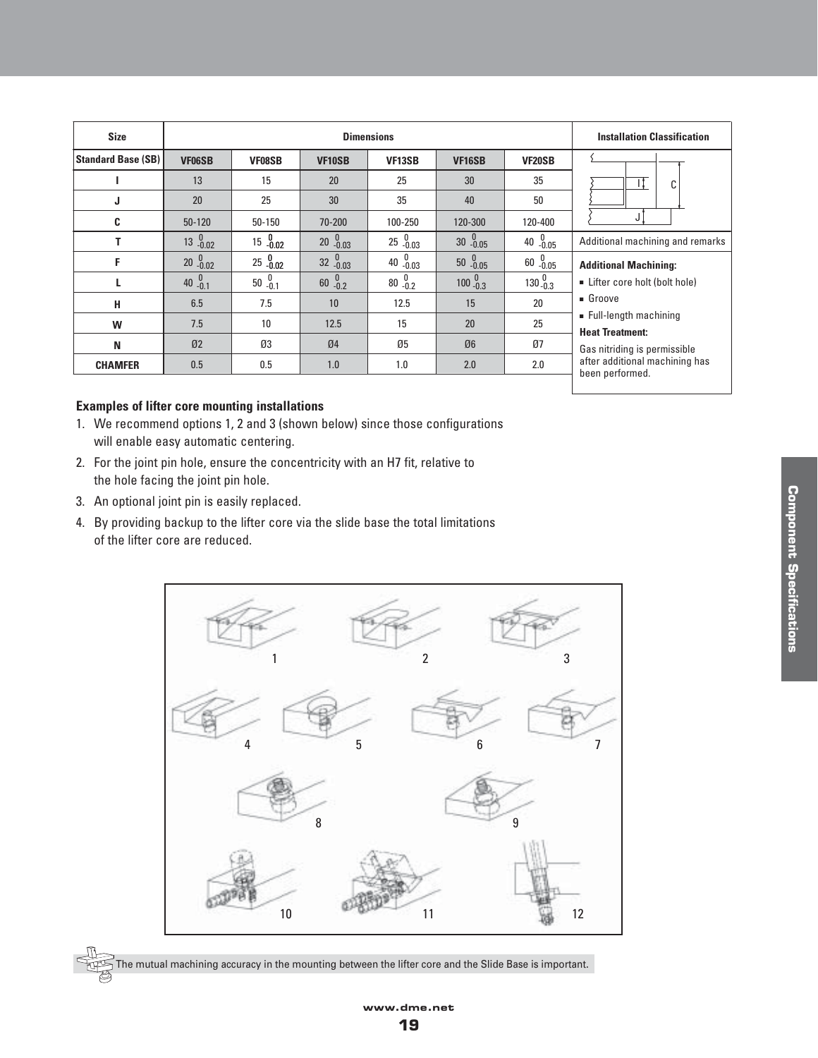| Size | Dimensions | | | | | | Installation Classification |
|---|---|---|---|---|---|---|---|
| Standard Base (SB) | VF06SB | VF08SB | VF10SB | VF13SB | VF16SB | VF20SB | |
| I | 13 | 15 | 20 | 25 | 30 | 35 | |
| J | 20 | 25 | 30 | 35 | 40 | 50 | |
| C | 50-120 | 50-150 | 70-200 | 100-250 | 120-300 | 120-400 | |
| T | $13^{0}_{-0.02}$ | $15^{0}_{-0.02}$ | $20^{0}_{-0.03}$ | $25^{0}_{-0.03}$ | $30^{0}_{-0.05}$ | $40^{0}_{-0.05}$ | Additional machining and remarks |
| F | $20^{0}_{-0.02}$ | $25^{0}_{-0.02}$ | $32^{0}_{-0.03}$ | $40^{0}_{-0.03}$ | $50^{0}_{-0.05}$ | $60^{0}_{-0.05}$ | **Additional Machining:** ▪ Lifter core holt (bolt hole) ▪ Groove ▪ Full-length machining **Heat Treatment:** Gas nitriding is permissible after additional machining has been performed. |
| L | $40^{0}_{-0.1}$ | $50^{0}_{-0.1}$ | $60^{0}_{-0.2}$ | $80^{0}_{-0.2}$ | $100^{0}_{-0.3}$ | $130^{0}_{-0.3}$ | |
| H | 6.5 | 7.5 | 10 | 12.5 | 15 | 20 | |
| W | 7.5 | 10 | 12.5 | 15 | 20 | 25 | |
| N | Ø2 | Ø3 | Ø4 | Ø5 | Ø6 | Ø7 | |
| CHAMFER | 0.5 | 0.5 | 1.0 | 1.0 | 2.0 | 2.0 | |

**Examples of lifter core mounting installations**

1. We recommend options 1, 2 and 3 (shown below) since those configurations will enable easy automatic centering.
2. For the joint pin hole, ensure the concentricity with an H7 fit, relative to the hole facing the joint pin hole.
3. An optional joint pin is easily replaced.
4. By providing backup to the lifter core via the slide base the total limitations of the lifter core are reduced.

The mutual machining accuracy in the mounting between the lifter core and the Slide Base is important.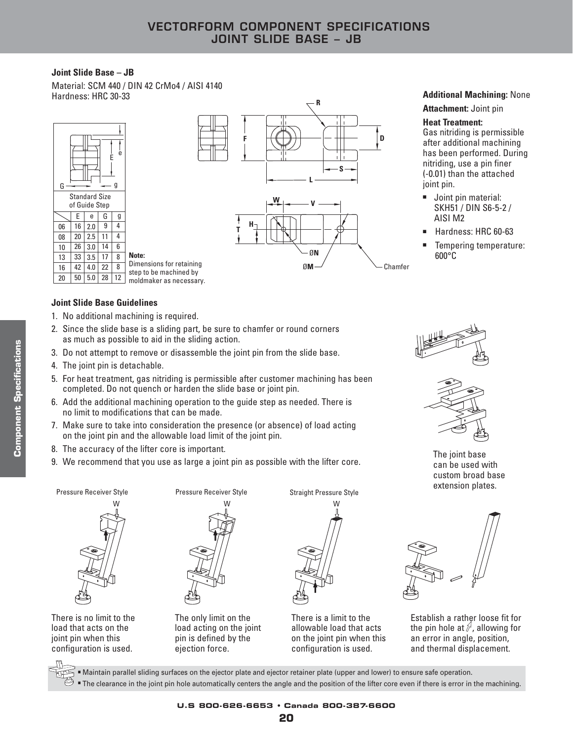# VECTORFORM COMPONENT SPECIFICATIONS
# JOINT SLIDE BASE – JB

**Joint Slide Base – JB**

Material: SCM 440 / DIN 42 CrMo4 / AISI 4140
Hardness: HRC 30-33

Standard Size of Guide Step

| | E | e | G | g |
|---|---|---|---|---|
| 06 | 16 | 2.0 | 9 | 4 |
| 08 | 20 | 2.5 | 11 | 4 |
| 10 | 26 | 3.0 | 14 | 6 |
| 13 | 33 | 3.5 | 17 | 8 |
| 16 | 42 | 4.0 | 22 | 8 |
| 20 | 50 | 5.0 | 28 | 12 |

**Note:** Dimensions for retaining step to be machined by moldmaker as necessary.

**Additional Machining:** None

**Attachment:** Joint pin

**Heat Treatment:**
Gas nitriding is permissible after additional machining has been performed. During nitriding, use a pin finer (-0.01) than the attached joint pin.

- Joint pin material: SKH51 / DIN S6-5-2 / AISI M2
- Hardness: HRC 60-63
- Tempering temperature: 600°C

**Joint Slide Base Guidelines**

1. No additional machining is required.
2. Since the slide base is a sliding part, be sure to chamfer or round corners as much as possible to aid in the sliding action.
3. Do not attempt to remove or disassemble the joint pin from the slide base.
4. The joint pin is detachable.
5. For heat treatment, gas nitriding is permissible after customer machining has been completed. Do not quench or harden the slide base or joint pin.
6. Add the additional machining operation to the guide step as needed. There is no limit to modifications that can be made.
7. Make sure to take into consideration the presence (or absence) of load acting on the joint pin and the allowable load limit of the joint pin.
8. The accuracy of the lifter core is important.
9. We recommend that you use as large a joint pin as possible with the lifter core.

The joint base can be used with custom broad base extension plates.

Pressure Receiver Style

There is no limit to the load that acts on the joint pin when this configuration is used.

Pressure Receiver Style

The only limit on the load acting on the joint pin is defined by the ejection force.

Straight Pressure Style

There is a limit to the allowable load that acts on the joint pin when this configuration is used.

Establish a rather loose fit for the pin hole at ⇗, allowing for an error in angle, position, and thermal displacement.

- Maintain parallel sliding surfaces on the ejector plate and ejector retainer plate (upper and lower) to ensure safe operation.
- The clearance in the joint pin hole automatically centers the angle and the position of the lifter core even if there is error in the machining.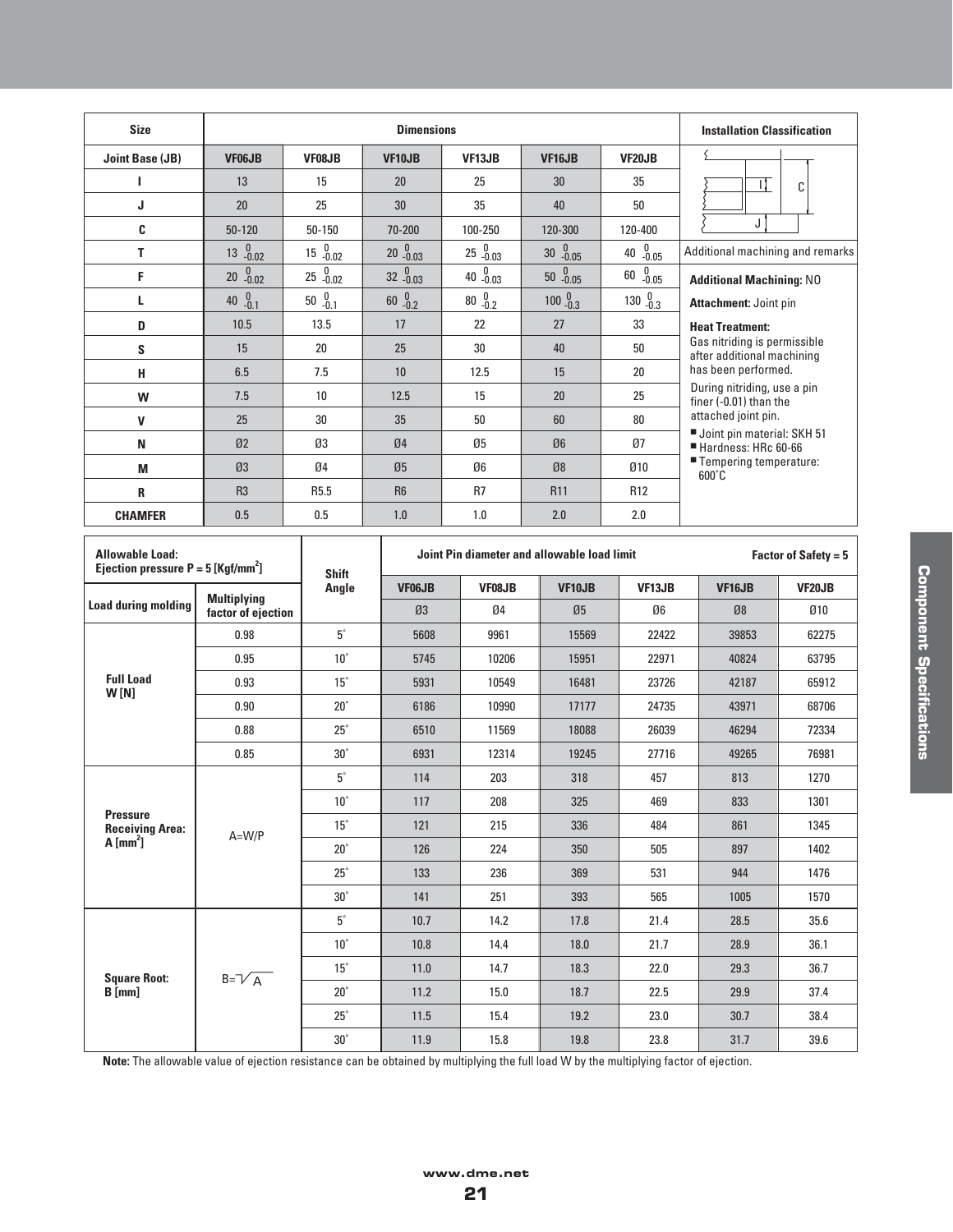| Size | Dimensions | | | | | | Installation Classification |
|---|---|---|---|---|---|---|---|
| Joint Base (JB) | VF06JB | VF08JB | VF10JB | VF13JB | VF16JB | VF20JB | |
| I | 13 | 15 | 20 | 25 | 30 | 35 | |
| J | 20 | 25 | 30 | 35 | 40 | 50 | |
| C | 50-120 | 50-150 | 70-200 | 100-250 | 120-300 | 120-400 | |
| T | $13^{0}_{-0.02}$ | $15^{0}_{-0.02}$ | $20^{0}_{-0.03}$ | $25^{0}_{-0.03}$ | $30^{0}_{-0.05}$ | $40^{0}_{-0.05}$ | Additional machining and remarks |
| F | $20^{0}_{-0.02}$ | $25^{0}_{-0.02}$ | $32^{0}_{-0.03}$ | $40^{0}_{-0.03}$ | $50^{0}_{-0.05}$ | $60^{0}_{-0.05}$ | **Additional Machining:** NO |
| L | $40^{0}_{-0.1}$ | $50^{0}_{-0.1}$ | $60^{0}_{-0.2}$ | $80^{0}_{-0.2}$ | $100^{0}_{-0.3}$ | $130^{0}_{-0.3}$ | **Attachment:** Joint pin |
| D | 10.5 | 13.5 | 17 | 22 | 27 | 33 | **Heat Treatment:** |
| S | 15 | 20 | 25 | 30 | 40 | 50 | Gas nitriding is permissible after additional machining has been performed. |
| H | 6.5 | 7.5 | 10 | 12.5 | 15 | 20 | During nitriding, use a pin finer (-0.01) than the attached joint pin. |
| W | 7.5 | 10 | 12.5 | 15 | 20 | 25 | ■ Joint pin material: SKH 51 |
| V | 25 | 30 | 35 | 50 | 60 | 80 | ■ Hardness: HRc 60-66 |
| N | Ø2 | Ø3 | Ø4 | Ø5 | Ø6 | Ø7 | ■ Tempering temperature: 600˚C |
| M | Ø3 | Ø4 | Ø5 | Ø6 | Ø8 | Ø10 | |
| R | R3 | R5.5 | R6 | R7 | R11 | R12 | |
| CHAMFER | 0.5 | 0.5 | 1.0 | 1.0 | 2.0 | 2.0 | |

| Allowable Load: Ejection pressure P = 5 [Kgf/mm²] | | Shift Angle | Joint Pin diameter and allowable load limit | | | | Factor of Safety = 5 | |
|---|---|---|---|---|---|---|---|---|
| Load during molding | Multiplying factor of ejection | | VF06JB | VF08JB | VF10JB | VF13JB | VF16JB | VF20JB |
| | | | Ø3 | Ø4 | Ø5 | Ø6 | Ø8 | Ø10 |
| Full Load W [N] | 0.98 | 5˚ | 5608 | 9961 | 15569 | 22422 | 39853 | 62275 |
| | 0.95 | 10˚ | 5745 | 10206 | 15951 | 22971 | 40824 | 63795 |
| | 0.93 | 15˚ | 5931 | 10549 | 16481 | 23726 | 42187 | 65912 |
| | 0.90 | 20˚ | 6186 | 10990 | 17177 | 24735 | 43971 | 68706 |
| | 0.88 | 25˚ | 6510 | 11569 | 18088 | 26039 | 46294 | 72334 |
| | 0.85 | 30˚ | 6931 | 12314 | 19245 | 27716 | 49265 | 76981 |
| Pressure Receiving Area: A [mm²] | A=W/P | 5˚ | 114 | 203 | 318 | 457 | 813 | 1270 |
| | | 10˚ | 117 | 208 | 325 | 469 | 833 | 1301 |
| | | 15˚ | 121 | 215 | 336 | 484 | 861 | 1345 |
| | | 20˚ | 126 | 224 | 350 | 505 | 897 | 1402 |
| | | 25˚ | 133 | 236 | 369 | 531 | 944 | 1476 |
| | | 30˚ | 141 | 251 | 393 | 565 | 1005 | 1570 |
| Square Root: B [mm] | $B=\sqrt{A}$ | 5˚ | 10.7 | 14.2 | 17.8 | 21.4 | 28.5 | 35.6 |
| | | 10˚ | 10.8 | 14.4 | 18.0 | 21.7 | 28.9 | 36.1 |
| | | 15˚ | 11.0 | 14.7 | 18.3 | 22.0 | 29.3 | 36.7 |
| | | 20˚ | 11.2 | 15.0 | 18.7 | 22.5 | 29.9 | 37.4 |
| | | 25˚ | 11.5 | 15.4 | 19.2 | 23.0 | 30.7 | 38.4 |
| | | 30˚ | 11.9 | 15.8 | 19.8 | 23.8 | 31.7 | 39.6 |

**Note:** The allowable value of ejection resistance can be obtained by multiplying the full load W by the multiplying factor of ejection.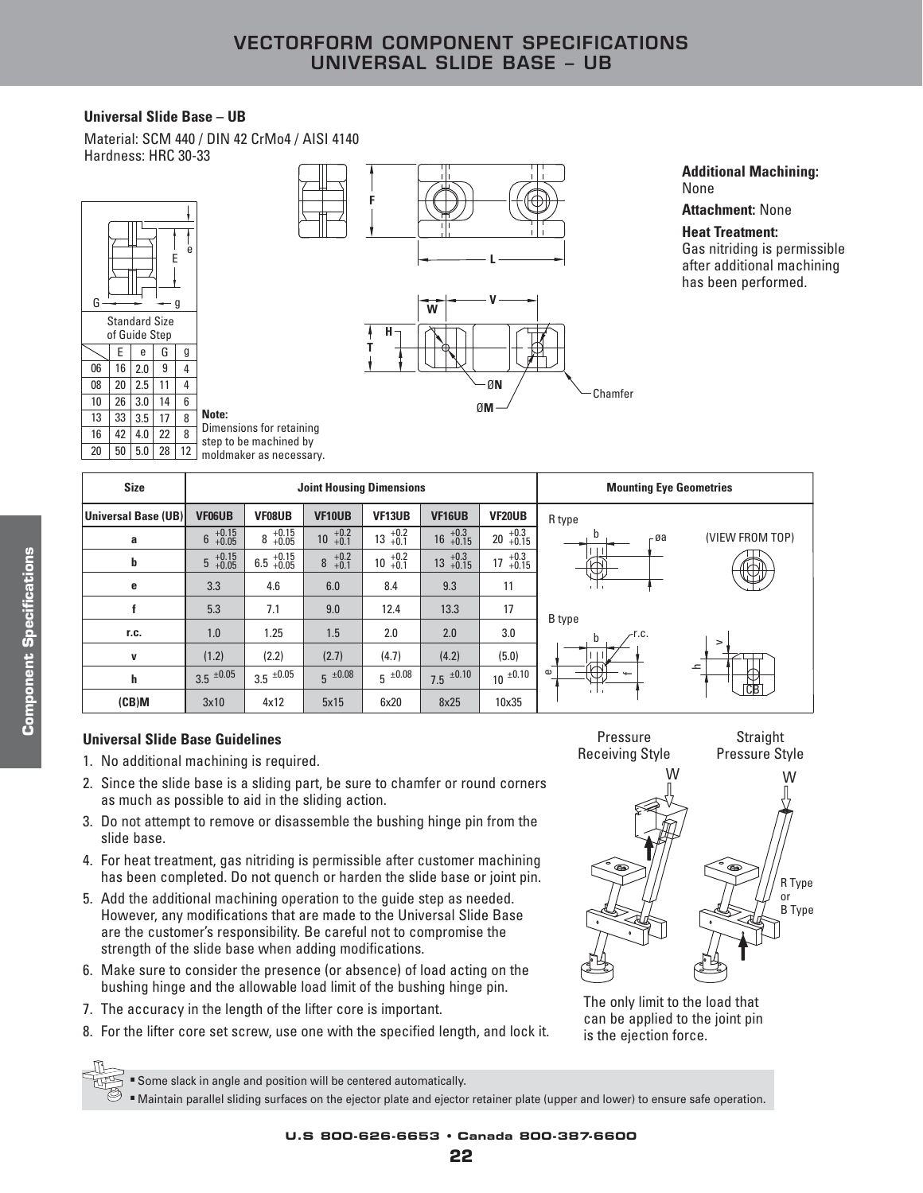# VECTORFORM COMPONENT SPECIFICATIONS UNIVERSAL SLIDE BASE – UB

## Universal Slide Base – UB

Material: SCM 440 / DIN 42 CrMo4 / AISI 4140
Hardness: HRC 30-33

**Standard Size of Guide Step**

| | E | e | G | g |
|---|---|---|---|---|
| 06 | 16 | 2.0 | 9 | 4 |
| 08 | 20 | 2.5 | 11 | 4 |
| 10 | 26 | 3.0 | 14 | 6 |
| 13 | 33 | 3.5 | 17 | 8 |
| 16 | 42 | 4.0 | 22 | 8 |
| 20 | 50 | 5.0 | 28 | 12 |

**Note:** Dimensions for retaining step to be machined by moldmaker as necessary.

**Additional Machining:** None

**Attachment:** None

**Heat Treatment:** Gas nitriding is permissible after additional machining has been performed.

| Size | Joint Housing Dimensions | | | | | |
|---|---|---|---|---|---|---|
| Universal Base (UB) | VF06UB | VF08UB | VF10UB | VF13UB | VF16UB | VF20UB |
| a | $6^{+0.15}_{+0.05}$ | $8^{+0.15}_{+0.05}$ | $10^{+0.2}_{+0.1}$ | $13^{+0.2}_{+0.1}$ | $16^{+0.3}_{+0.15}$ | $20^{+0.3}_{+0.15}$ |
| b | $5^{+0.15}_{+0.05}$ | $6.5^{+0.15}_{+0.05}$ | $8^{+0.2}_{+0.1}$ | $10^{+0.2}_{+0.1}$ | $13^{+0.3}_{+0.15}$ | $17^{+0.3}_{+0.15}$ |
| e | 3.3 | 4.6 | 6.0 | 8.4 | 9.3 | 11 |
| f | 5.3 | 7.1 | 9.0 | 12.4 | 13.3 | 17 |
| r.c. | 1.0 | 1.25 | 1.5 | 2.0 | 2.0 | 3.0 |
| v | (1.2) | (2.2) | (2.7) | (4.7) | (4.2) | (5.0) |
| h | $3.5^{\pm0.05}$ | $3.5^{\pm0.05}$ | $5^{\pm0.08}$ | $5^{\pm0.08}$ | $7.5^{\pm0.10}$ | $10^{\pm0.10}$ |
| (CB)M | 3x10 | 4x12 | 5x15 | 6x20 | 8x25 | 10x35 |

**Mounting Eye Geometries:** R type (VIEW FROM TOP); B type

## Universal Slide Base Guidelines

1. No additional machining is required.
2. Since the slide base is a sliding part, be sure to chamfer or round corners as much as possible to aid in the sliding action.
3. Do not attempt to remove or disassemble the bushing hinge pin from the slide base.
4. For heat treatment, gas nitriding is permissible after customer machining has been completed. Do not quench or harden the slide base or joint pin.
5. Add the additional machining operation to the guide step as needed. However, any modifications that are made to the Universal Slide Base are the customer's responsibility. Be careful not to compromise the strength of the slide base when adding modifications.
6. Make sure to consider the presence (or absence) of load acting on the bushing hinge and the allowable load limit of the bushing hinge pin.
7. The accuracy in the length of the lifter core is important.
8. For the lifter core set screw, use one with the specified length, and lock it.

Pressure Receiving Style — Straight Pressure Style (R Type or B Type)

The only limit to the load that can be applied to the joint pin is the ejection force.

- Some slack in angle and position will be centered automatically.
- Maintain parallel sliding surfaces on the ejector plate and ejector retainer plate (upper and lower) to ensure safe operation.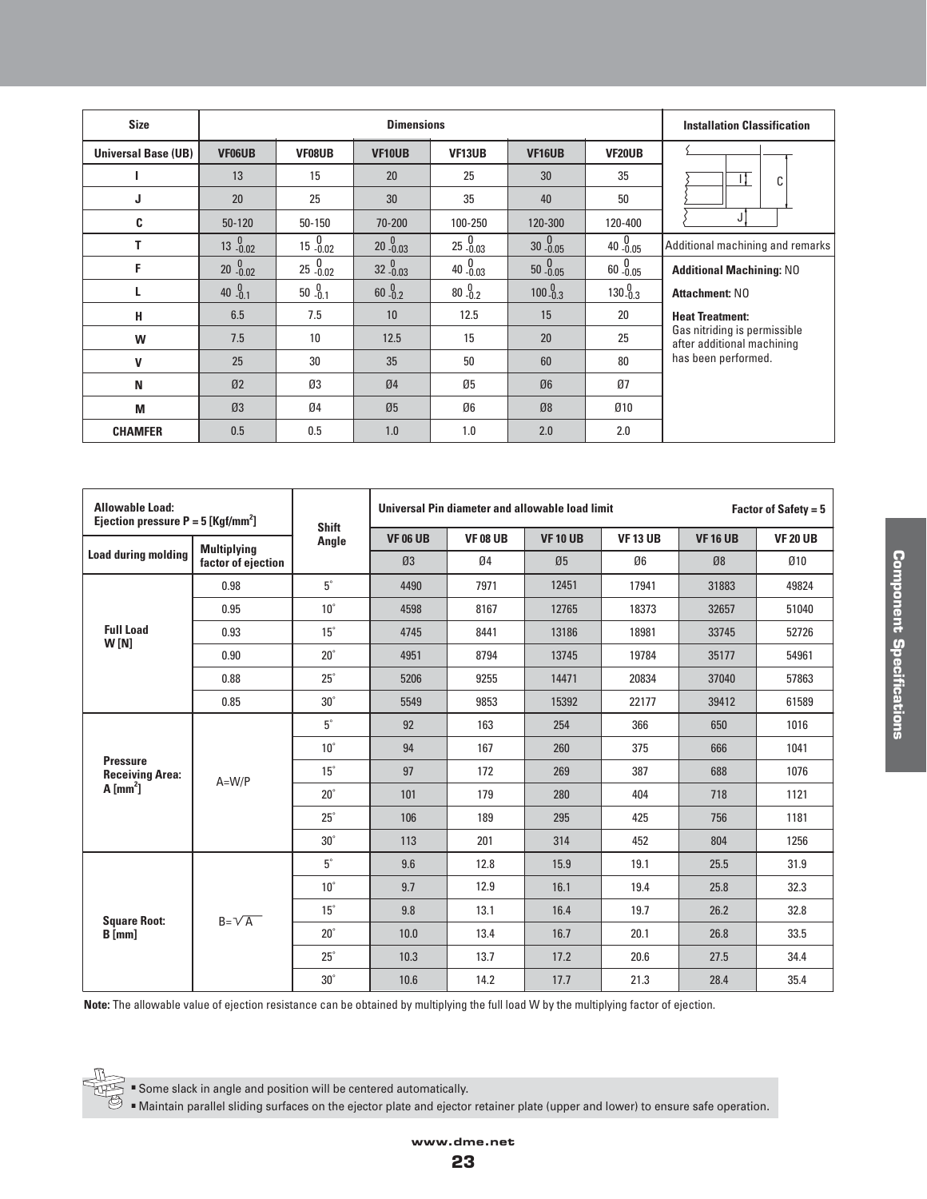| Size | Dimensions | | | | | | Installation Classification |
|---|---|---|---|---|---|---|---|
| Universal Base (UB) | VF06UB | VF08UB | VF10UB | VF13UB | VF16UB | VF20UB | |
| I | 13 | 15 | 20 | 25 | 30 | 35 | |
| J | 20 | 25 | 30 | 35 | 40 | 50 | |
| C | 50-120 | 50-150 | 70-200 | 100-250 | 120-300 | 120-400 | |
| T | $13^{0}_{-0.02}$ | $15^{0}_{-0.02}$ | $20^{0}_{-0.03}$ | $25^{0}_{-0.03}$ | $30^{0}_{-0.05}$ | $40^{0}_{-0.05}$ | Additional machining and remarks |
| F | $20^{0}_{-0.02}$ | $25^{0}_{-0.02}$ | $32^{0}_{-0.03}$ | $40^{0}_{-0.03}$ | $50^{0}_{-0.05}$ | $60^{0}_{-0.05}$ | **Additional Machining:** NO |
| L | $40^{0}_{-0.1}$ | $50^{0}_{-0.1}$ | $60^{0}_{-0.2}$ | $80^{0}_{-0.2}$ | $100^{0}_{-0.3}$ | $130^{0}_{-0.3}$ | **Attachment:** NO |
| H | 6.5 | 7.5 | 10 | 12.5 | 15 | 20 | **Heat Treatment:** Gas nitriding is permissible after additional machining has been performed. |
| W | 7.5 | 10 | 12.5 | 15 | 20 | 25 | |
| V | 25 | 30 | 35 | 50 | 60 | 80 | |
| N | Ø2 | Ø3 | Ø4 | Ø5 | Ø6 | Ø7 | |
| M | Ø3 | Ø4 | Ø5 | Ø6 | Ø8 | Ø10 | |
| CHAMFER | 0.5 | 0.5 | 1.0 | 1.0 | 2.0 | 2.0 | |

| Allowable Load: Ejection pressure P = 5 [Kgf/mm$^2$] | | Shift Angle | Universal Pin diameter and allowable load limit | | | | | Factor of Safety = 5 |
|---|---|---|---|---|---|---|---|---|
| Load during molding | Multiplying factor of ejection | | VF 06 UB | VF 08 UB | VF 10 UB | VF 13 UB | VF 16 UB | VF 20 UB |
| | | | Ø3 | Ø4 | Ø5 | Ø6 | Ø8 | Ø10 |
| Full Load W [N] | 0.98 | 5° | 4490 | 7971 | 12451 | 17941 | 31883 | 49824 |
| | 0.95 | 10° | 4598 | 8167 | 12765 | 18373 | 32657 | 51040 |
| | 0.93 | 15° | 4745 | 8441 | 13186 | 18981 | 33745 | 52726 |
| | 0.90 | 20° | 4951 | 8794 | 13745 | 19784 | 35177 | 54961 |
| | 0.88 | 25° | 5206 | 9255 | 14471 | 20834 | 37040 | 57863 |
| | 0.85 | 30° | 5549 | 9853 | 15392 | 22177 | 39412 | 61589 |
| Pressure Receiving Area: A [mm$^2$] | A=W/P | 5° | 92 | 163 | 254 | 366 | 650 | 1016 |
| | | 10° | 94 | 167 | 260 | 375 | 666 | 1041 |
| | | 15° | 97 | 172 | 269 | 387 | 688 | 1076 |
| | | 20° | 101 | 179 | 280 | 404 | 718 | 1121 |
| | | 25° | 106 | 189 | 295 | 425 | 756 | 1181 |
| | | 30° | 113 | 201 | 314 | 452 | 804 | 1256 |
| Square Root: B [mm] | $B=\sqrt{A}$ | 5° | 9.6 | 12.8 | 15.9 | 19.1 | 25.5 | 31.9 |
| | | 10° | 9.7 | 12.9 | 16.1 | 19.4 | 25.8 | 32.3 |
| | | 15° | 9.8 | 13.1 | 16.4 | 19.7 | 26.2 | 32.8 |
| | | 20° | 10.0 | 13.4 | 16.7 | 20.1 | 26.8 | 33.5 |
| | | 25° | 10.3 | 13.7 | 17.2 | 20.6 | 27.5 | 34.4 |
| | | 30° | 10.6 | 14.2 | 17.7 | 21.3 | 28.4 | 35.4 |

**Note:** The allowable value of ejection resistance can be obtained by multiplying the full load W by the multiplying factor of ejection.

- Some slack in angle and position will be centered automatically.
- Maintain parallel sliding surfaces on the ejector plate and ejector retainer plate (upper and lower) to ensure safe operation.

Component Specifications

www.dme.net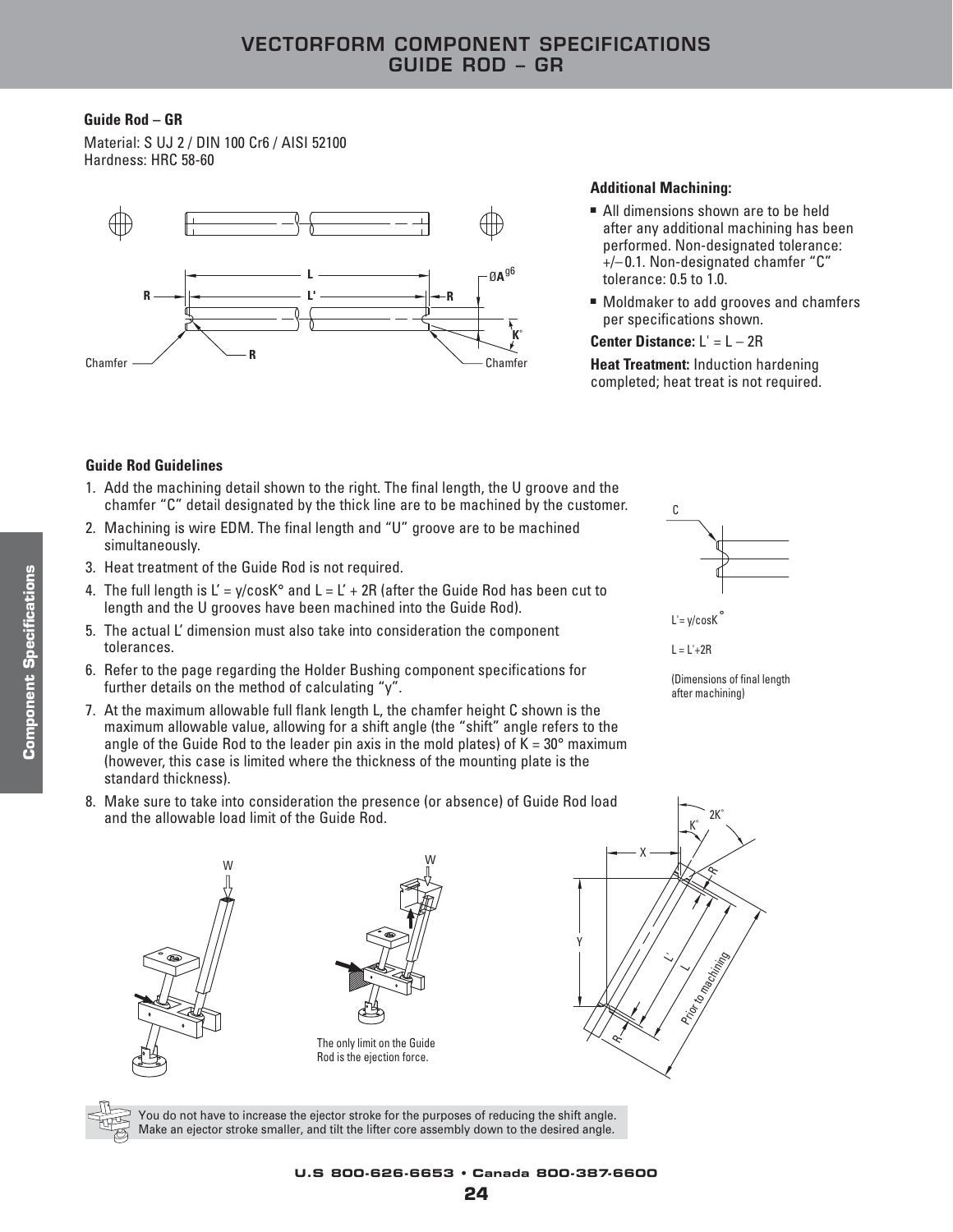# VECTORFORM COMPONENT SPECIFICATIONS GUIDE ROD – GR

**Guide Rod – GR**

Material: S UJ 2 / DIN 100 Cr6 / AISI 52100
Hardness: HRC 58-60

**Additional Machining:**

- All dimensions shown are to be held after any additional machining has been performed. Non-designated tolerance: +/– 0.1. Non-designated chamfer "C" tolerance: 0.5 to 1.0.
- Moldmaker to add grooves and chamfers per specifications shown.

**Center Distance:** L' = L – 2R

**Heat Treatment:** Induction hardening completed; heat treat is not required.

**Guide Rod Guidelines**

1. Add the machining detail shown to the right. The final length, the U groove and the chamfer "C" detail designated by the thick line are to be machined by the customer.
2. Machining is wire EDM. The final length and "U" groove are to be machined simultaneously.
3. Heat treatment of the Guide Rod is not required.
4. The full length is $L' = y/\cos K°$ and $L = L' + 2R$ (after the Guide Rod has been cut to length and the U grooves have been machined into the Guide Rod).
5. The actual L' dimension must also take into consideration the component tolerances.
6. Refer to the page regarding the Holder Bushing component specifications for further details on the method of calculating "y".
7. At the maximum allowable full flank length L, the chamfer height C shown is the maximum allowable value, allowing for a shift angle (the "shift" angle refers to the angle of the Guide Rod to the leader pin axis in the mold plates) of K = 30° maximum (however, this case is limited where the thickness of the mounting plate is the standard thickness).
8. Make sure to take into consideration the presence (or absence) of Guide Rod load and the allowable load limit of the Guide Rod.

$L' = y/\cos K°$

$L = L' + 2R$

(Dimensions of final length after machining)

The only limit on the Guide Rod is the ejection force.

You do not have to increase the ejector stroke for the purposes of reducing the shift angle. Make an ejector stroke smaller, and tilt the lifter core assembly down to the desired angle.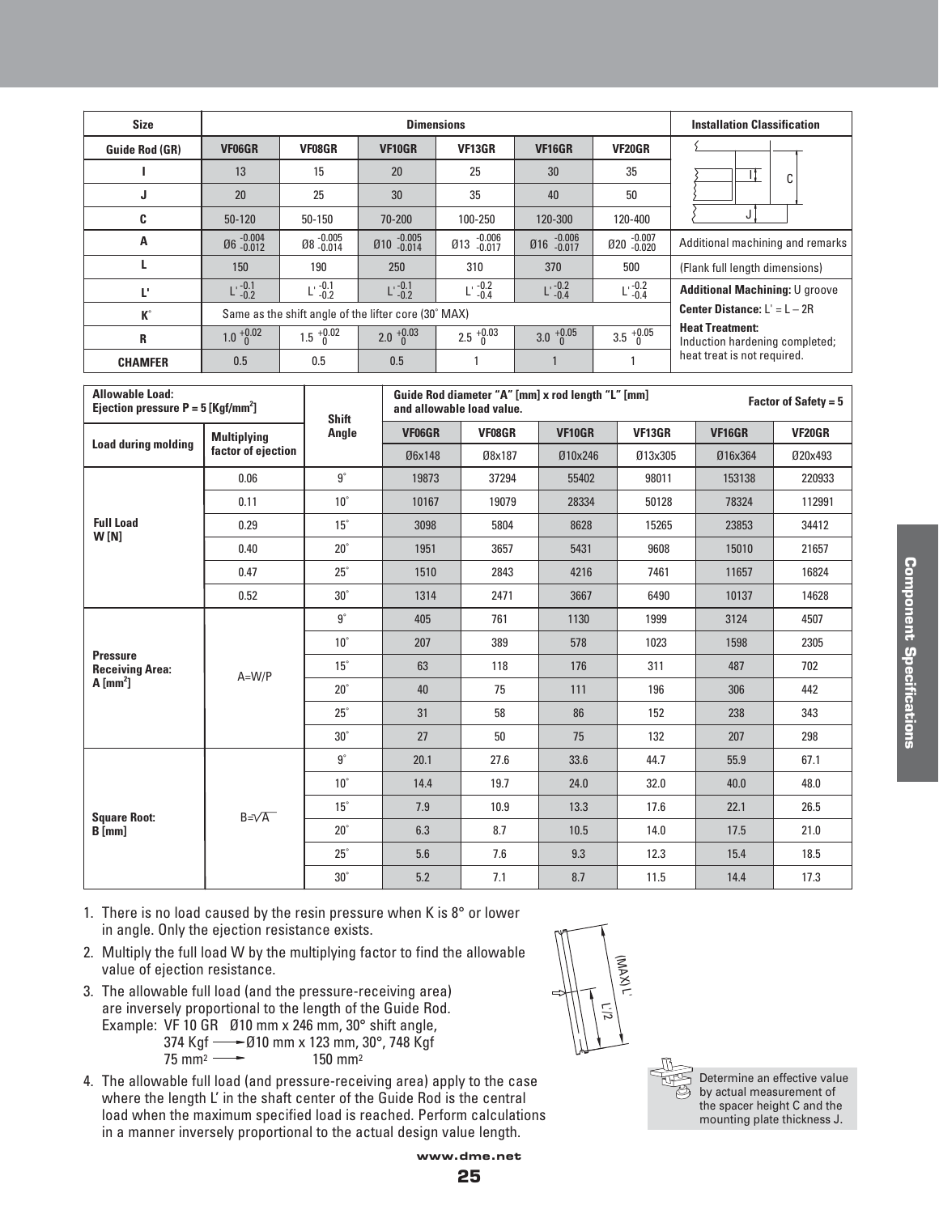| Size | Dimensions | | | | | | Installation Classification |
|---|---|---|---|---|---|---|---|
| Guide Rod (GR) | VF06GR | VF08GR | VF10GR | VF13GR | VF16GR | VF20GR | |
| I | 13 | 15 | 20 | 25 | 30 | 35 | |
| J | 20 | 25 | 30 | 35 | 40 | 50 | |
| C | 50-120 | 50-150 | 70-200 | 100-250 | 120-300 | 120-400 | |
| A | Ø6 $^{-0.004}_{-0.012}$ | Ø8 $^{-0.005}_{-0.014}$ | Ø10 $^{-0.005}_{-0.014}$ | Ø13 $^{-0.006}_{-0.017}$ | Ø16 $^{-0.006}_{-0.017}$ | Ø20 $^{-0.007}_{-0.020}$ | Additional machining and remarks |
| L | 150 | 190 | 250 | 310 | 370 | 500 | (Flank full length dimensions) |
| L' | L' $^{-0.1}_{-0.2}$ | L' $^{-0.1}_{-0.2}$ | L' $^{-0.1}_{-0.2}$ | L' $^{-0.2}_{-0.4}$ | L' $^{-0.2}_{-0.4}$ | L' $^{-0.2}_{-0.4}$ | **Additional Machining:** U groove |
| K° | Same as the shift angle of the lifter core (30° MAX) | | | | | | **Center Distance:** L' = L – 2R |
| R | 1.0 $^{+0.02}_{0}$ | 1.5 $^{+0.02}_{0}$ | 2.0 $^{+0.03}_{0}$ | 2.5 $^{+0.03}_{0}$ | 3.0 $^{+0.05}_{0}$ | 3.5 $^{+0.05}_{0}$ | **Heat Treatment:** Induction hardening completed; heat treat is not required. |
| CHAMFER | 0.5 | 0.5 | 0.5 | 1 | 1 | 1 | |

| Allowable Load: Ejection pressure P = 5 [Kgf/mm²] | | Shift Angle | Guide Rod diameter "A" [mm] x rod length "L" [mm] and allowable load value. Factor of Safety = 5 | | | | | |
|---|---|---|---|---|---|---|---|---|
| Load during molding | Multiplying factor of ejection | | VF06GR | VF08GR | VF10GR | VF13GR | VF16GR | VF20GR |
| | | | Ø6x148 | Ø8x187 | Ø10x246 | Ø13x305 | Ø16x364 | Ø20x493 |
| Full Load W [N] | 0.06 | 9° | 19873 | 37294 | 55402 | 98011 | 153138 | 220933 |
| | 0.11 | 10° | 10167 | 19079 | 28334 | 50128 | 78324 | 112991 |
| | 0.29 | 15° | 3098 | 5804 | 8628 | 15265 | 23853 | 34412 |
| | 0.40 | 20° | 1951 | 3657 | 5431 | 9608 | 15010 | 21657 |
| | 0.47 | 25° | 1510 | 2843 | 4216 | 7461 | 11657 | 16824 |
| | 0.52 | 30° | 1314 | 2471 | 3667 | 6490 | 10137 | 14628 |
| Pressure Receiving Area: A [mm²] | A=W/P | 9° | 405 | 761 | 1130 | 1999 | 3124 | 4507 |
| | | 10° | 207 | 389 | 578 | 1023 | 1598 | 2305 |
| | | 15° | 63 | 118 | 176 | 311 | 487 | 702 |
| | | 20° | 40 | 75 | 111 | 196 | 306 | 442 |
| | | 25° | 31 | 58 | 86 | 152 | 238 | 343 |
| | | 30° | 27 | 50 | 75 | 132 | 207 | 298 |
| Square Root: B [mm] | $B=\sqrt{A}$ | 9° | 20.1 | 27.6 | 33.6 | 44.7 | 55.9 | 67.1 |
| | | 10° | 14.4 | 19.7 | 24.0 | 32.0 | 40.0 | 48.0 |
| | | 15° | 7.9 | 10.9 | 13.3 | 17.6 | 22.1 | 26.5 |
| | | 20° | 6.3 | 8.7 | 10.5 | 14.0 | 17.5 | 21.0 |
| | | 25° | 5.6 | 7.6 | 9.3 | 12.3 | 15.4 | 18.5 |
| | | 30° | 5.2 | 7.1 | 8.7 | 11.5 | 14.4 | 17.3 |

1. There is no load caused by the resin pressure when K is 8° or lower in angle. Only the ejection resistance exists.
2. Multiply the full load W by the multiplying factor to find the allowable value of ejection resistance.
3. The allowable full load (and the pressure-receiving area) are inversely proportional to the length of the Guide Rod.
   Example: VF 10 GR Ø10 mm x 246 mm, 30° shift angle,
   374 Kgf → Ø10 mm x 123 mm, 30°, 748 Kgf
   75 mm² → 150 mm²
4. The allowable full load (and pressure-receiving area) apply to the case where the length L' in the shaft center of the Guide Rod is the central load when the maximum specified load is reached. Perform calculations in a manner inversely proportional to the actual design value length.

(MAX)L'

L'/2

Determine an effective value by actual measurement of the spacer height C and the mounting plate thickness J.

Component Specifications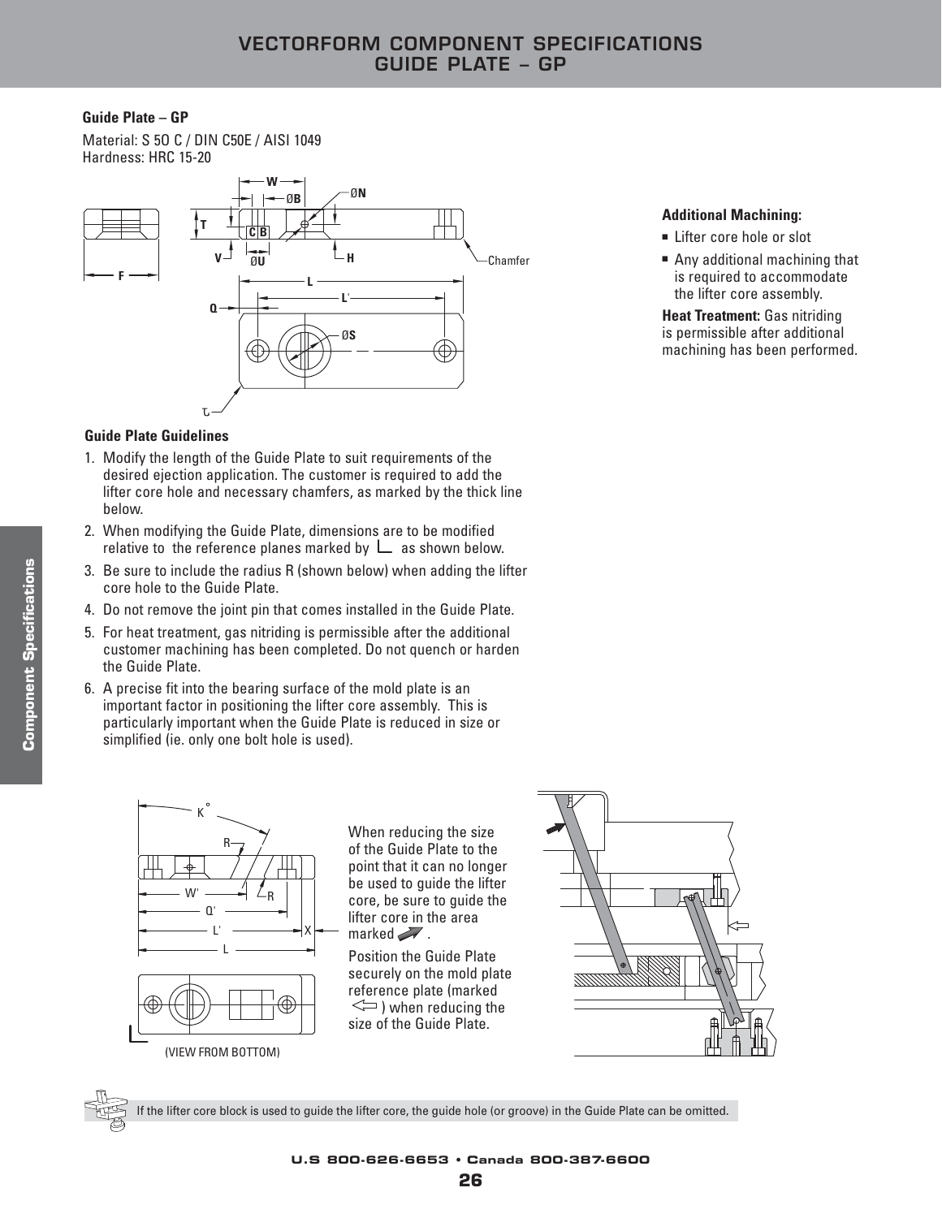# VECTORFORM COMPONENT SPECIFICATIONS
# GUIDE PLATE – GP

**Guide Plate – GP**

Material: S 5O C / DIN C50E / AISI 1049
Hardness: HRC 15-20

**Additional Machining:**

- Lifter core hole or slot
- Any additional machining that is required to accommodate the lifter core assembly.

**Heat Treatment:** Gas nitriding is permissible after additional machining has been performed.

**Guide Plate Guidelines**

1. Modify the length of the Guide Plate to suit requirements of the desired ejection application. The customer is required to add the lifter core hole and necessary chamfers, as marked by the thick line below.
2. When modifying the Guide Plate, dimensions are to be modified relative to the reference planes marked by ∟ as shown below.
3. Be sure to include the radius R (shown below) when adding the lifter core hole to the Guide Plate.
4. Do not remove the joint pin that comes installed in the Guide Plate.
5. For heat treatment, gas nitriding is permissible after the additional customer machining has been completed. Do not quench or harden the Guide Plate.
6. A precise fit into the bearing surface of the mold plate is an important factor in positioning the lifter core assembly. This is particularly important when the Guide Plate is reduced in size or simplified (ie. only one bolt hole is used).

(VIEW FROM BOTTOM)

When reducing the size of the Guide Plate to the point that it can no longer be used to guide the lifter core, be sure to guide the lifter core in the area marked ➚ .

Position the Guide Plate securely on the mold plate reference plate (marked ⇦ ) when reducing the size of the Guide Plate.

If the lifter core block is used to guide the lifter core, the guide hole (or groove) in the Guide Plate can be omitted.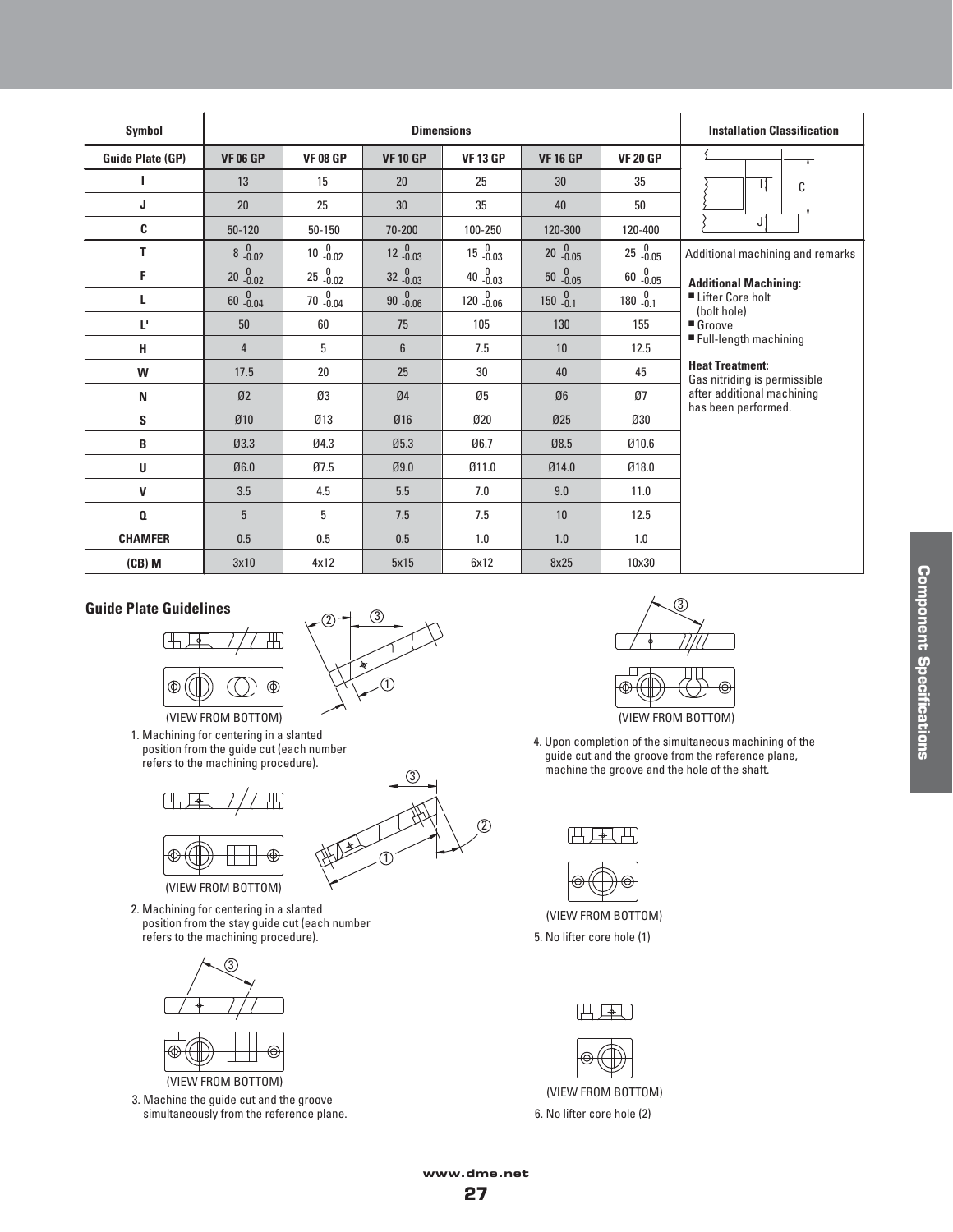| Symbol | Dimensions | | | | | | Installation Classification |
|---|---|---|---|---|---|---|---|
| Guide Plate (GP) | VF 06 GP | VF 08 GP | VF 10 GP | VF 13 GP | VF 16 GP | VF 20 GP | |
| I | 13 | 15 | 20 | 25 | 30 | 35 | |
| J | 20 | 25 | 30 | 35 | 40 | 50 | |
| C | 50-120 | 50-150 | 70-200 | 100-250 | 120-300 | 120-400 | |
| T | $8^{\ 0}_{-0.02}$ | $10^{\ 0}_{-0.02}$ | $12^{\ 0}_{-0.03}$ | $15^{\ 0}_{-0.03}$ | $20^{\ 0}_{-0.05}$ | $25^{\ 0}_{-0.05}$ | Additional machining and remarks |
| F | $20^{\ 0}_{-0.02}$ | $25^{\ 0}_{-0.02}$ | $32^{\ 0}_{-0.03}$ | $40^{\ 0}_{-0.03}$ | $50^{\ 0}_{-0.05}$ | $60^{\ 0}_{-0.05}$ | **Additional Machining:** ■ Lifter Core holt (bolt hole) ■ Groove ■ Full-length machining **Heat Treatment:** Gas nitriding is permissible after additional machining has been performed. |
| L | $60^{\ 0}_{-0.04}$ | $70^{\ 0}_{-0.04}$ | $90^{\ 0}_{-0.06}$ | $120^{\ 0}_{-0.06}$ | $150^{\ 0}_{-0.1}$ | $180^{\ 0}_{-0.1}$ | |
| L' | 50 | 60 | 75 | 105 | 130 | 155 | |
| H | 4 | 5 | 6 | 7.5 | 10 | 12.5 | |
| W | 17.5 | 20 | 25 | 30 | 40 | 45 | |
| N | Ø2 | Ø3 | Ø4 | Ø5 | Ø6 | Ø7 | |
| S | Ø10 | Ø13 | Ø16 | Ø20 | Ø25 | Ø30 | |
| B | Ø3.3 | Ø4.3 | Ø5.3 | Ø6.7 | Ø8.5 | Ø10.6 | |
| U | Ø6.0 | Ø7.5 | Ø9.0 | Ø11.0 | Ø14.0 | Ø18.0 | |
| V | 3.5 | 4.5 | 5.5 | 7.0 | 9.0 | 11.0 | |
| Q | 5 | 5 | 7.5 | 7.5 | 10 | 12.5 | |
| CHAMFER | 0.5 | 0.5 | 0.5 | 1.0 | 1.0 | 1.0 | |
| (CB) M | 3x10 | 4x12 | 5x15 | 6x12 | 8x25 | 10x30 | |

## Guide Plate Guidelines

(VIEW FROM BOTTOM)

1. Machining for centering in a slanted position from the guide cut (each number refers to the machining procedure).

(VIEW FROM BOTTOM)

2. Machining for centering in a slanted position from the stay guide cut (each number refers to the machining procedure).

(VIEW FROM BOTTOM)

3. Machine the guide cut and the groove simultaneously from the reference plane.

(VIEW FROM BOTTOM)

4. Upon completion of the simultaneous machining of the guide cut and the groove from the reference plane, machine the groove and the hole of the shaft.

(VIEW FROM BOTTOM)

5. No lifter core hole (1)

(VIEW FROM BOTTOM)

6. No lifter core hole (2)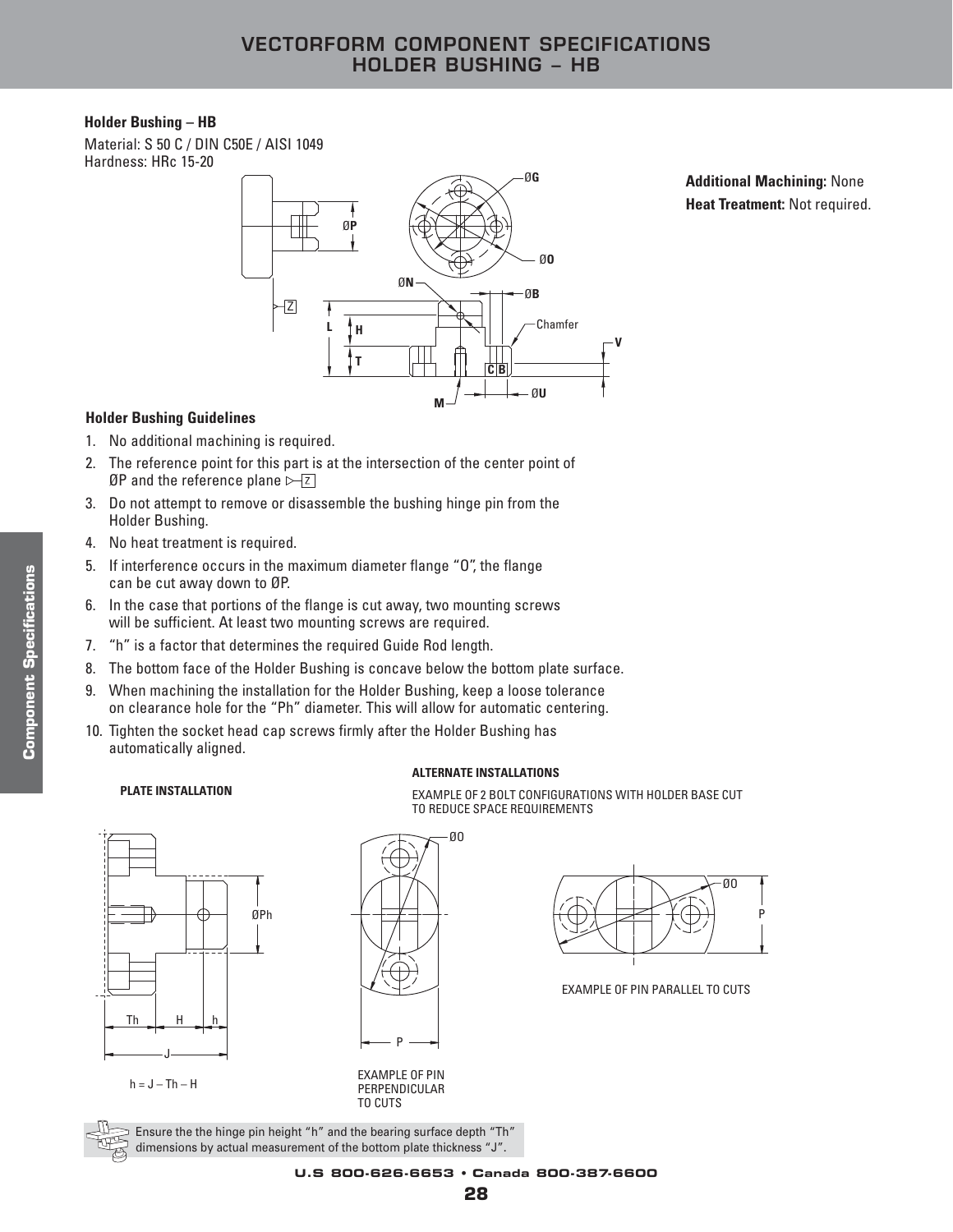# VECTORFORM COMPONENT SPECIFICATIONS
## HOLDER BUSHING – HB

**Holder Bushing – HB**

Material: S 50 C / DIN C50E / AISI 1049
Hardness: HRc 15-20

**Additional Machining:** None
**Heat Treatment:** Not required.

### Holder Bushing Guidelines

1. No additional machining is required.
2. The reference point for this part is at the intersection of the center point of ØP and the reference plane ▷Z
3. Do not attempt to remove or disassemble the bushing hinge pin from the Holder Bushing.
4. No heat treatment is required.
5. If interference occurs in the maximum diameter flange "O", the flange can be cut away down to ØP.
6. In the case that portions of the flange is cut away, two mounting screws will be sufficient. At least two mounting screws are required.
7. "h" is a factor that determines the required Guide Rod length.
8. The bottom face of the Holder Bushing is concave below the bottom plate surface.
9. When machining the installation for the Holder Bushing, keep a loose tolerance on clearance hole for the "Ph" diameter. This will allow for automatic centering.
10. Tighten the socket head cap screws firmly after the Holder Bushing has automatically aligned.

**PLATE INSTALLATION**

h = J – Th – H

**ALTERNATE INSTALLATIONS**

EXAMPLE OF 2 BOLT CONFIGURATIONS WITH HOLDER BASE CUT TO REDUCE SPACE REQUIREMENTS

EXAMPLE OF PIN PERPENDICULAR TO CUTS

EXAMPLE OF PIN PARALLEL TO CUTS

Ensure the the hinge pin height "h" and the bearing surface depth "Th" dimensions by actual measurement of the bottom plate thickness "J".

U.S 800-626-6653 • Canada 800-387-6600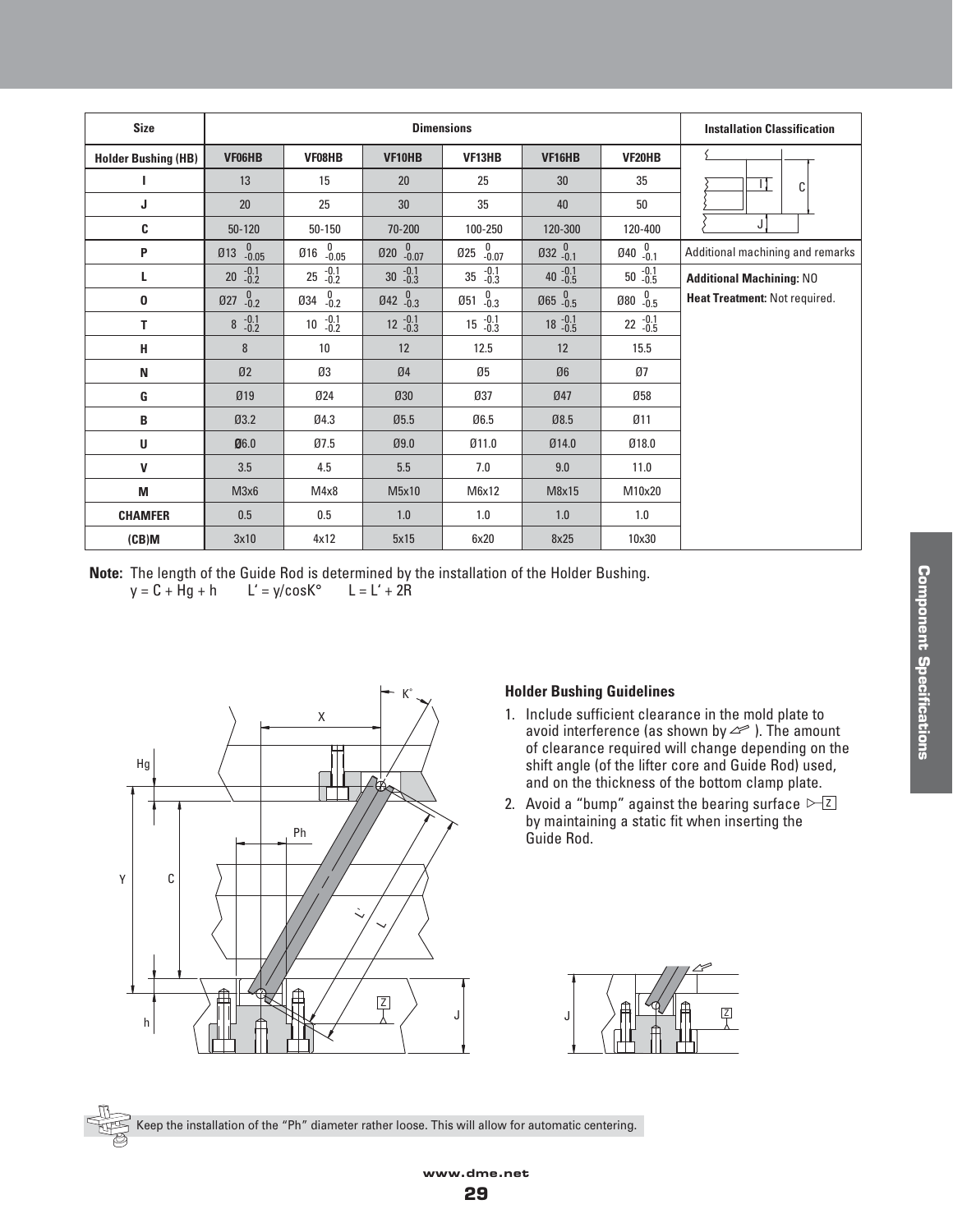| Size | Dimensions | | | | | | Installation Classification |
|---|---|---|---|---|---|---|---|
| Holder Bushing (HB) | VF06HB | VF08HB | VF10HB | VF13HB | VF16HB | VF20HB | |
| I | 13 | 15 | 20 | 25 | 30 | 35 | |
| J | 20 | 25 | 30 | 35 | 40 | 50 | |
| C | 50-120 | 50-150 | 70-200 | 100-250 | 120-300 | 120-400 | |
| P | Ø13 $^{0}_{-0.05}$ | Ø16 $^{0}_{-0.05}$ | Ø20 $^{0}_{-0.07}$ | Ø25 $^{0}_{-0.07}$ | Ø32 $^{0}_{-0.1}$ | Ø40 $^{0}_{-0.1}$ | Additional machining and remarks |
| L | 20 $^{-0.1}_{-0.2}$ | 25 $^{-0.1}_{-0.2}$ | 30 $^{-0.1}_{-0.3}$ | 35 $^{-0.1}_{-0.3}$ | 40 $^{-0.1}_{-0.5}$ | 50 $^{-0.1}_{-0.5}$ | **Additional Machining:** NO |
| O | Ø27 $^{0}_{-0.2}$ | Ø34 $^{0}_{-0.2}$ | Ø42 $^{0}_{-0.3}$ | Ø51 $^{0}_{-0.3}$ | Ø65 $^{0}_{-0.5}$ | Ø80 $^{0}_{-0.5}$ | **Heat Treatment:** Not required. |
| T | 8 $^{-0.1}_{-0.2}$ | 10 $^{-0.1}_{-0.2}$ | 12 $^{-0.1}_{-0.3}$ | 15 $^{-0.1}_{-0.3}$ | 18 $^{-0.1}_{-0.5}$ | 22 $^{-0.1}_{-0.5}$ | |
| H | 8 | 10 | 12 | 12.5 | 12 | 15.5 | |
| N | Ø2 | Ø3 | Ø4 | Ø5 | Ø6 | Ø7 | |
| G | Ø19 | Ø24 | Ø30 | Ø37 | Ø47 | Ø58 | |
| B | Ø3.2 | Ø4.3 | Ø5.5 | Ø6.5 | Ø8.5 | Ø11 | |
| U | Ø6.0 | Ø7.5 | Ø9.0 | Ø11.0 | Ø14.0 | Ø18.0 | |
| V | 3.5 | 4.5 | 5.5 | 7.0 | 9.0 | 11.0 | |
| M | M3x6 | M4x8 | M5x10 | M6x12 | M8x15 | M10x20 | |
| CHAMFER | 0.5 | 0.5 | 1.0 | 1.0 | 1.0 | 1.0 | |
| (CB)M | 3x10 | 4x12 | 5x15 | 6x20 | 8x25 | 10x30 | |

**Note:** The length of the Guide Rod is determined by the installation of the Holder Bushing.
$y = C + Hg + h$ $L' = y/\cos K°$ $L = L' + 2R$

### Holder Bushing Guidelines

1. Include sufficient clearance in the mold plate to avoid interference (as shown by ⇙ ). The amount of clearance required will change depending on the shift angle (of the lifter core and Guide Rod) used, and on the thickness of the bottom clamp plate.
2. Avoid a "bump" against the bearing surface Z by maintaining a static fit when inserting the Guide Rod.

Keep the installation of the "Ph" diameter rather loose. This will allow for automatic centering.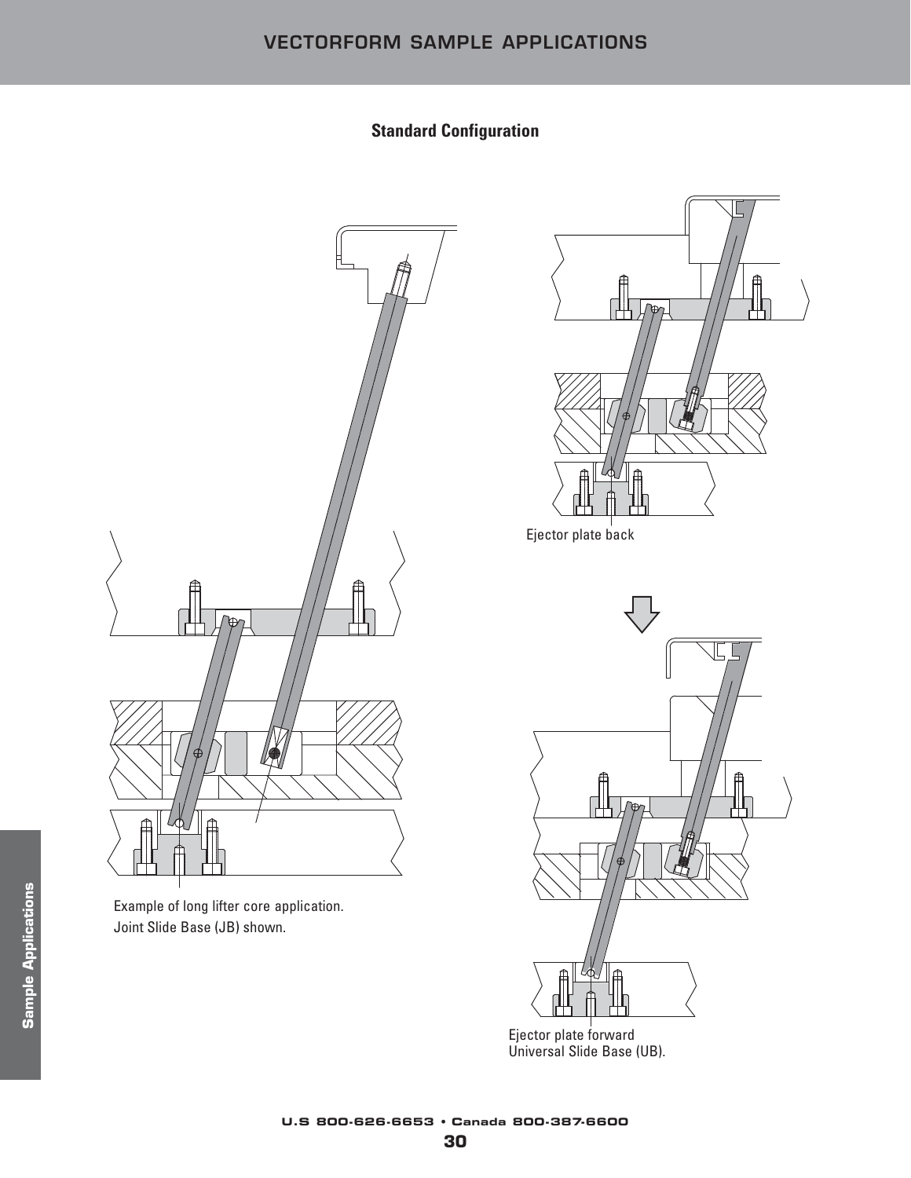## Standard Configuration

Ejector plate back

Example of long lifter core application.
Joint Slide Base (JB) shown.

Ejector plate forward
Universal Slide Base (UB).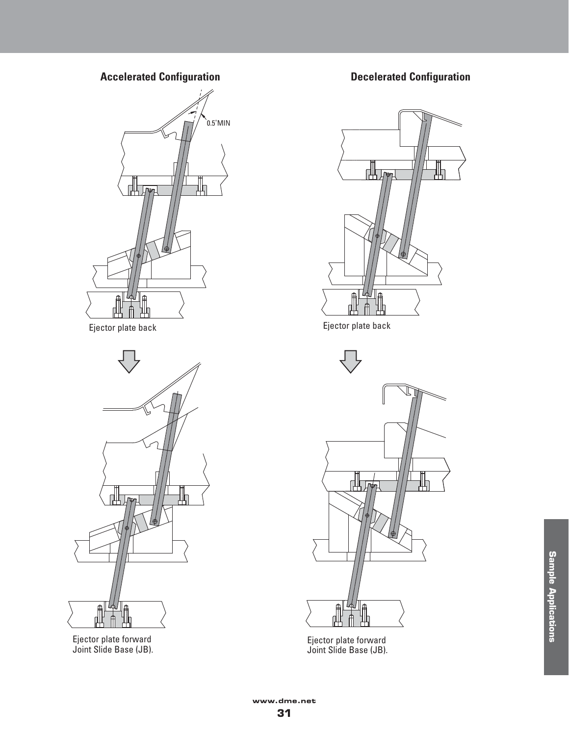## Accelerated Configuration

0.5˚MIN

Ejector plate back

Ejector plate forward
Joint Slide Base (JB).

## Decelerated Configuration

Ejector plate back

Ejector plate forward
Joint Slide Base (JB).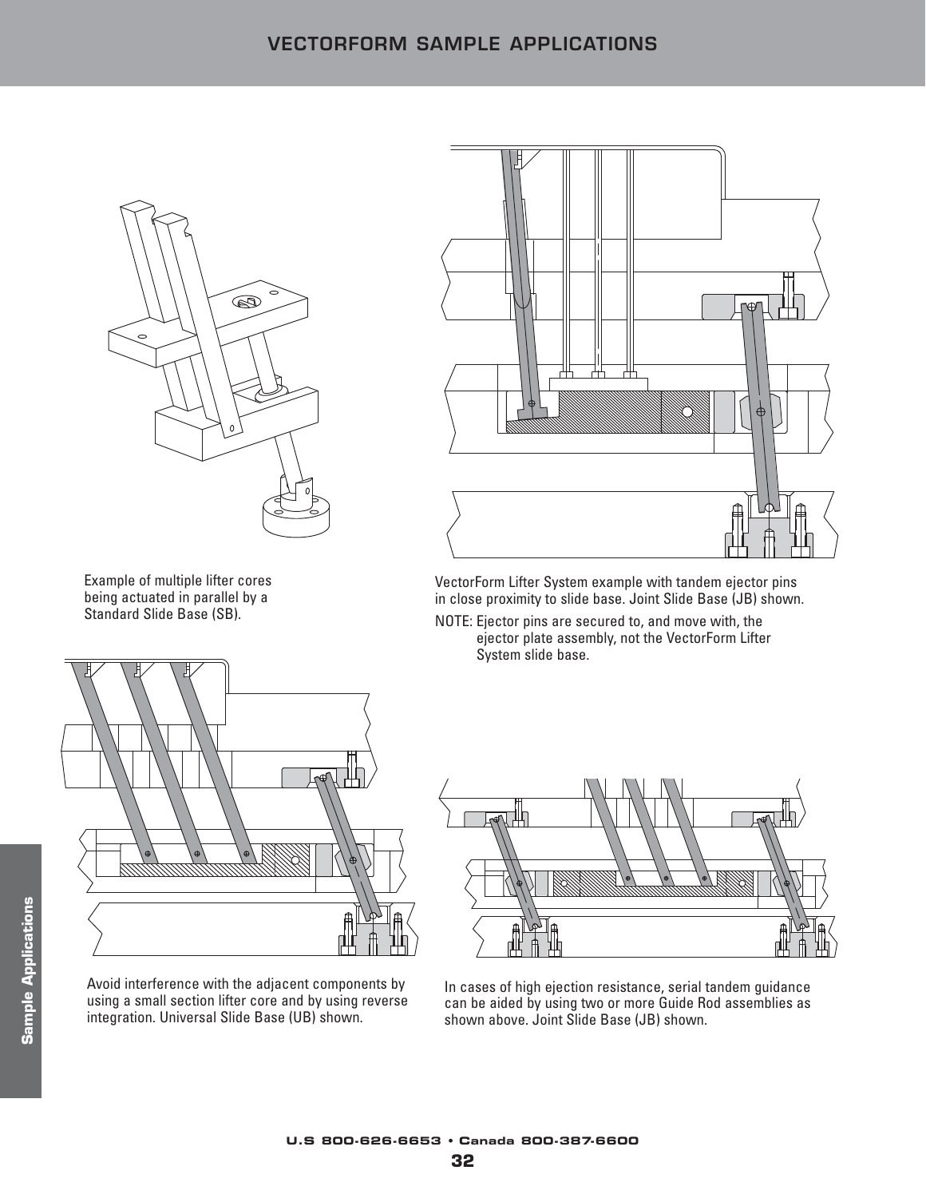# VECTORFORM SAMPLE APPLICATIONS

Example of multiple lifter cores being actuated in parallel by a Standard Slide Base (SB).

VectorForm Lifter System example with tandem ejector pins in close proximity to slide base. Joint Slide Base (JB) shown.

NOTE: Ejector pins are secured to, and move with, the ejector plate assembly, not the VectorForm Lifter System slide base.

Avoid interference with the adjacent components by using a small section lifter core and by using reverse integration. Universal Slide Base (UB) shown.

In cases of high ejection resistance, serial tandem guidance can be aided by using two or more Guide Rod assemblies as shown above. Joint Slide Base (JB) shown.

U.S 800-626-6653 • Canada 800-387-6600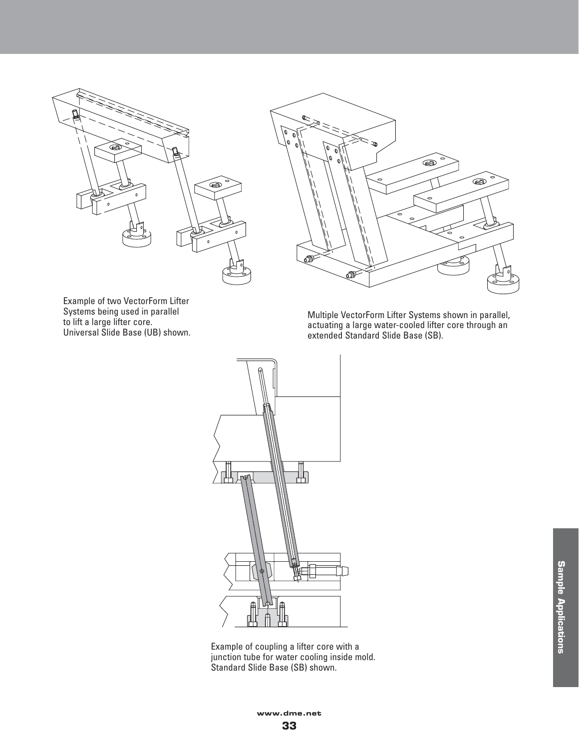Example of two VectorForm Lifter Systems being used in parallel to lift a large lifter core. Universal Slide Base (UB) shown.

Multiple VectorForm Lifter Systems shown in parallel, actuating a large water-cooled lifter core through an extended Standard Slide Base (SB).

Example of coupling a lifter core with a junction tube for water cooling inside mold. Standard Slide Base (SB) shown.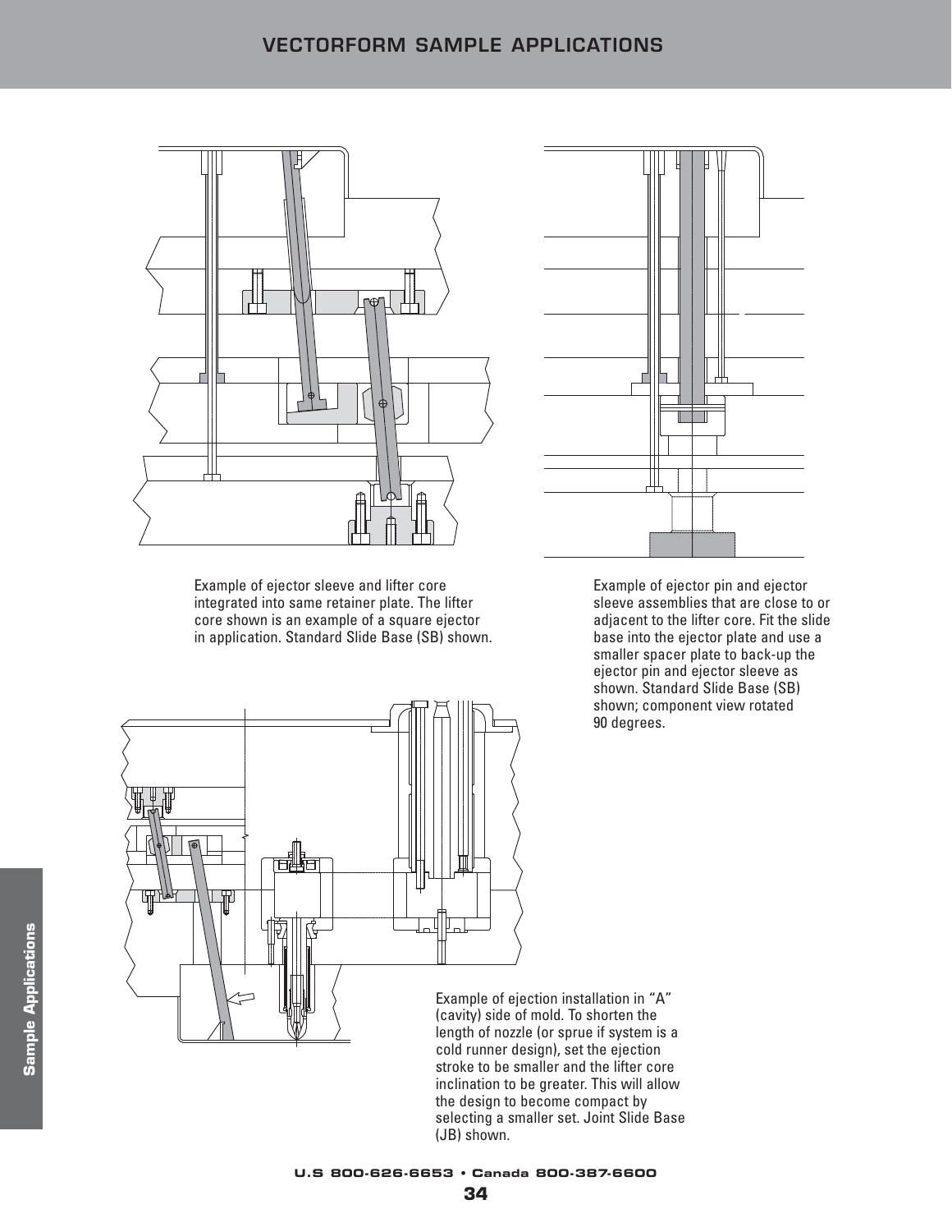# VECTORFORM SAMPLE APPLICATIONS

Example of ejector sleeve and lifter core integrated into same retainer plate. The lifter core shown is an example of a square ejector in application. Standard Slide Base (SB) shown.

Example of ejector pin and ejector sleeve assemblies that are close to or adjacent to the lifter core. Fit the slide base into the ejector plate and use a smaller spacer plate to back-up the ejector pin and ejector sleeve as shown. Standard Slide Base (SB) shown; component view rotated 90 degrees.

Example of ejection installation in "A" (cavity) side of mold. To shorten the length of nozzle (or sprue if system is a cold runner design), set the ejection stroke to be smaller and the lifter core inclination to be greater. This will allow the design to become compact by selecting a smaller set. Joint Slide Base (JB) shown.

U.S 800-626-6653 • Canada 800-387-6600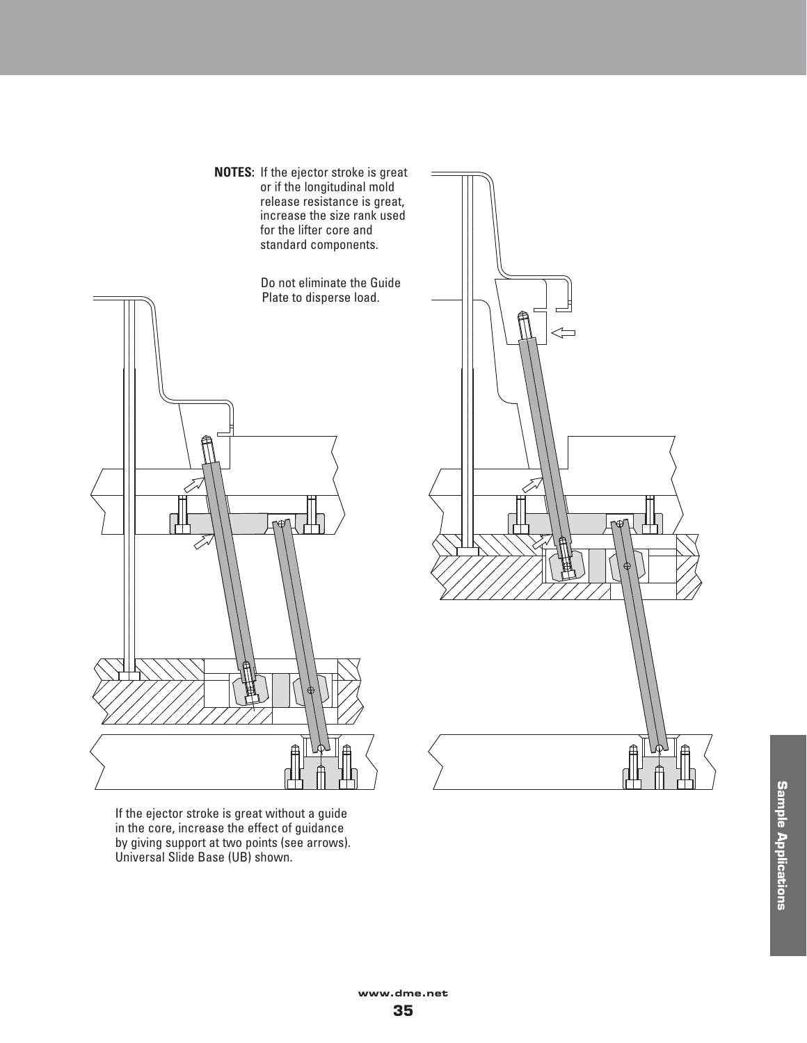**NOTES:** If the ejector stroke is great or if the longitudinal mold release resistance is great, increase the size rank used for the lifter core and standard components.

Do not eliminate the Guide Plate to disperse load.

If the ejector stroke is great without a guide in the core, increase the effect of guidance by giving support at two points (see arrows). Universal Slide Base (UB) shown.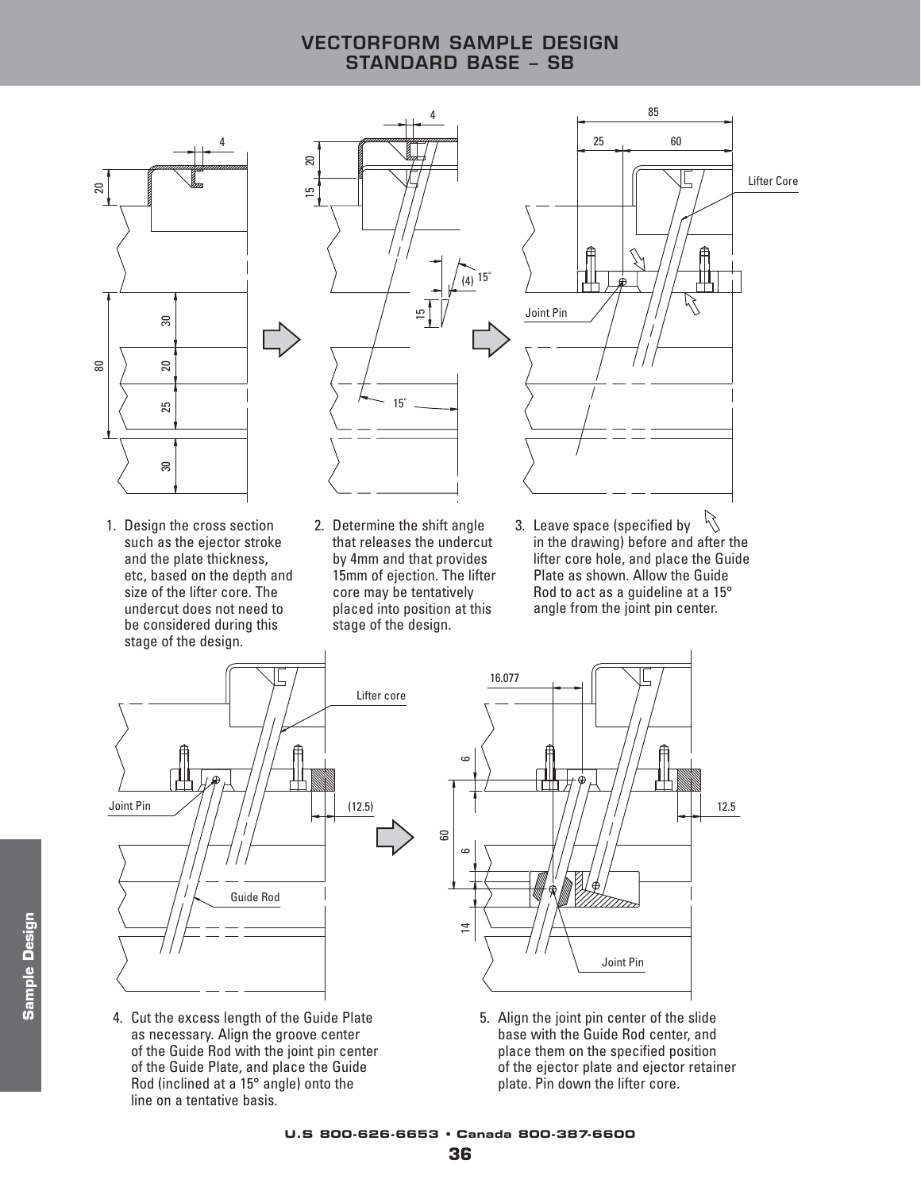# VECTORFORM SAMPLE DESIGN
## STANDARD BASE – SB

1. Design the cross section such as the ejector stroke and the plate thickness, etc, based on the depth and size of the lifter core. The undercut does not need to be considered during this stage of the design.

2. Determine the shift angle that releases the undercut by 4mm and that provides 15mm of ejection. The lifter core may be tentatively placed into position at this stage of the design.

3. Leave space (specified by ⇖ in the drawing) before and after the lifter core hole, and place the Guide Plate as shown. Allow the Guide Rod to act as a guideline at a 15° angle from the joint pin center.

4. Cut the excess length of the Guide Plate as necessary. Align the groove center of the Guide Rod with the joint pin center of the Guide Plate, and place the Guide Rod (inclined at a 15° angle) onto the line on a tentative basis.

5. Align the joint pin center of the slide base with the Guide Rod center, and place them on the specified position of the ejector plate and ejector retainer plate. Pin down the lifter core.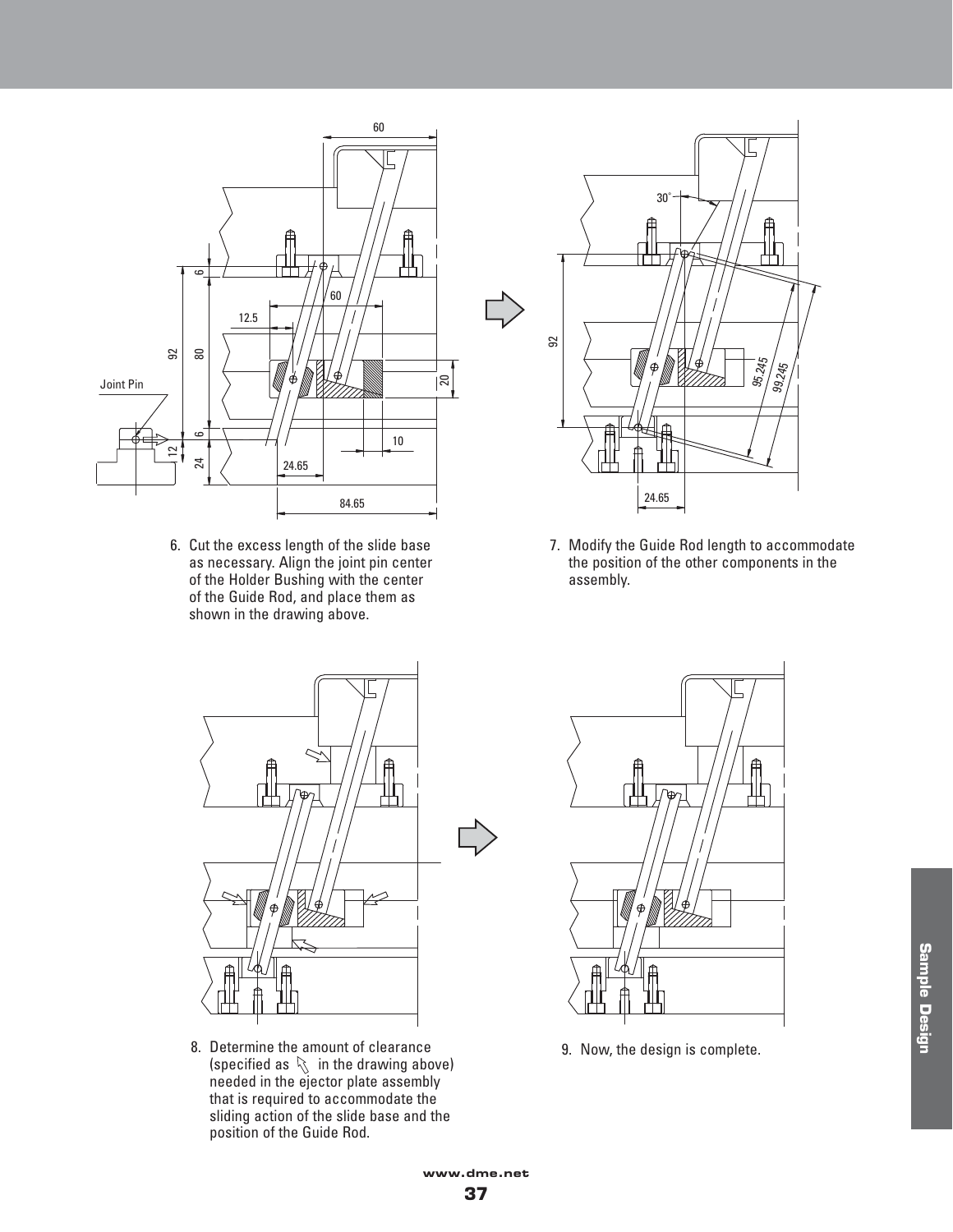6. Cut the excess length of the slide base as necessary. Align the joint pin center of the Holder Bushing with the center of the Guide Rod, and place them as shown in the drawing above.

7. Modify the Guide Rod length to accommodate the position of the other components in the assembly.

8. Determine the amount of clearance (specified as ⇖ in the drawing above) needed in the ejector plate assembly that is required to accommodate the sliding action of the slide base and the position of the Guide Rod.

9. Now, the design is complete.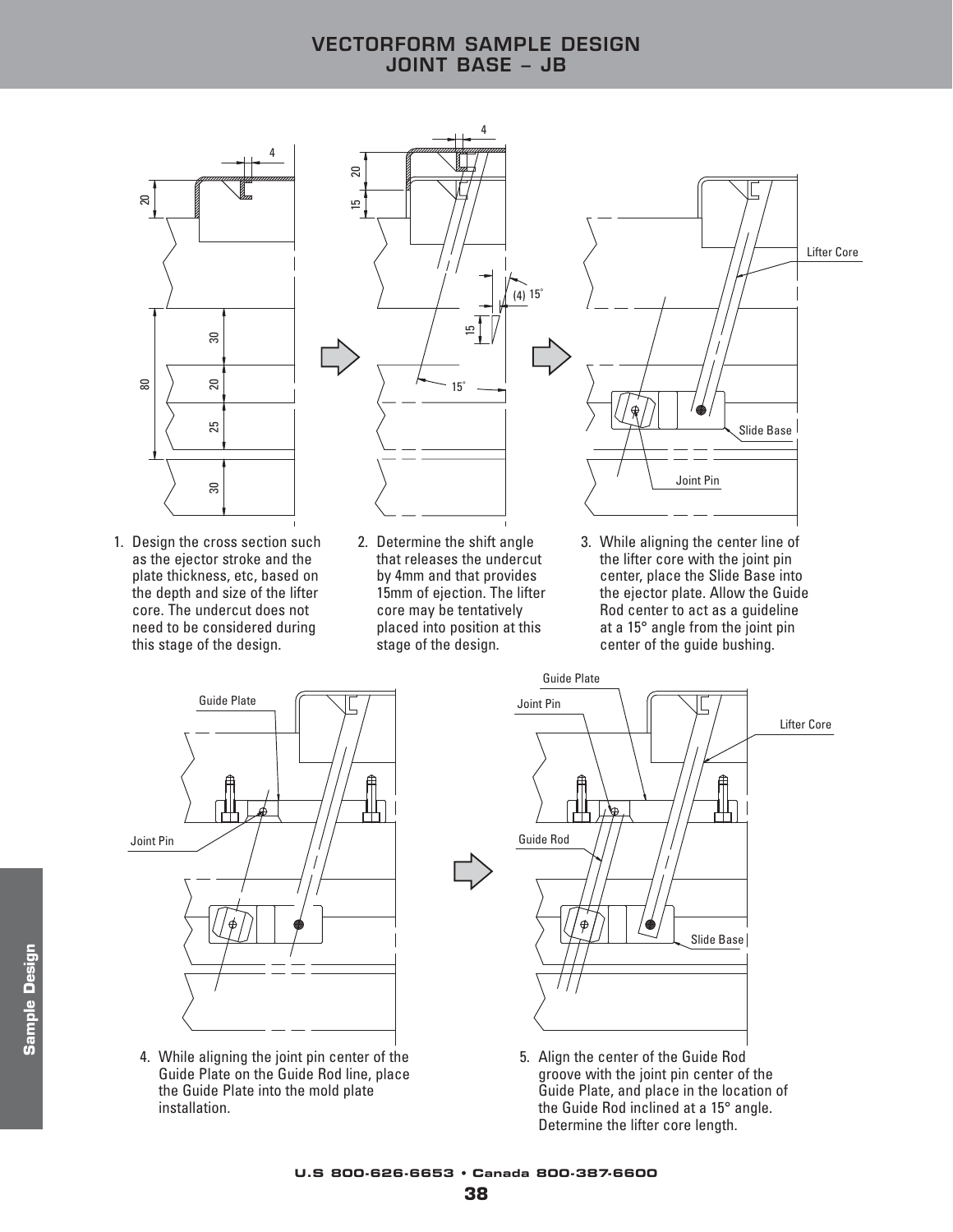# VECTORFORM SAMPLE DESIGN
## JOINT BASE – JB

1. Design the cross section such as the ejector stroke and the plate thickness, etc, based on the depth and size of the lifter core. The undercut does not need to be considered during this stage of the design.

2. Determine the shift angle that releases the undercut by 4mm and that provides 15mm of ejection. The lifter core may be tentatively placed into position at this stage of the design.

3. While aligning the center line of the lifter core with the joint pin center, place the Slide Base into the ejector plate. Allow the Guide Rod center to act as a guideline at a 15° angle from the joint pin center of the guide bushing.

4. While aligning the joint pin center of the Guide Plate on the Guide Rod line, place the Guide Plate into the mold plate installation.

5. Align the center of the Guide Rod groove with the joint pin center of the Guide Plate, and place in the location of the Guide Rod inclined at a 15° angle. Determine the lifter core length.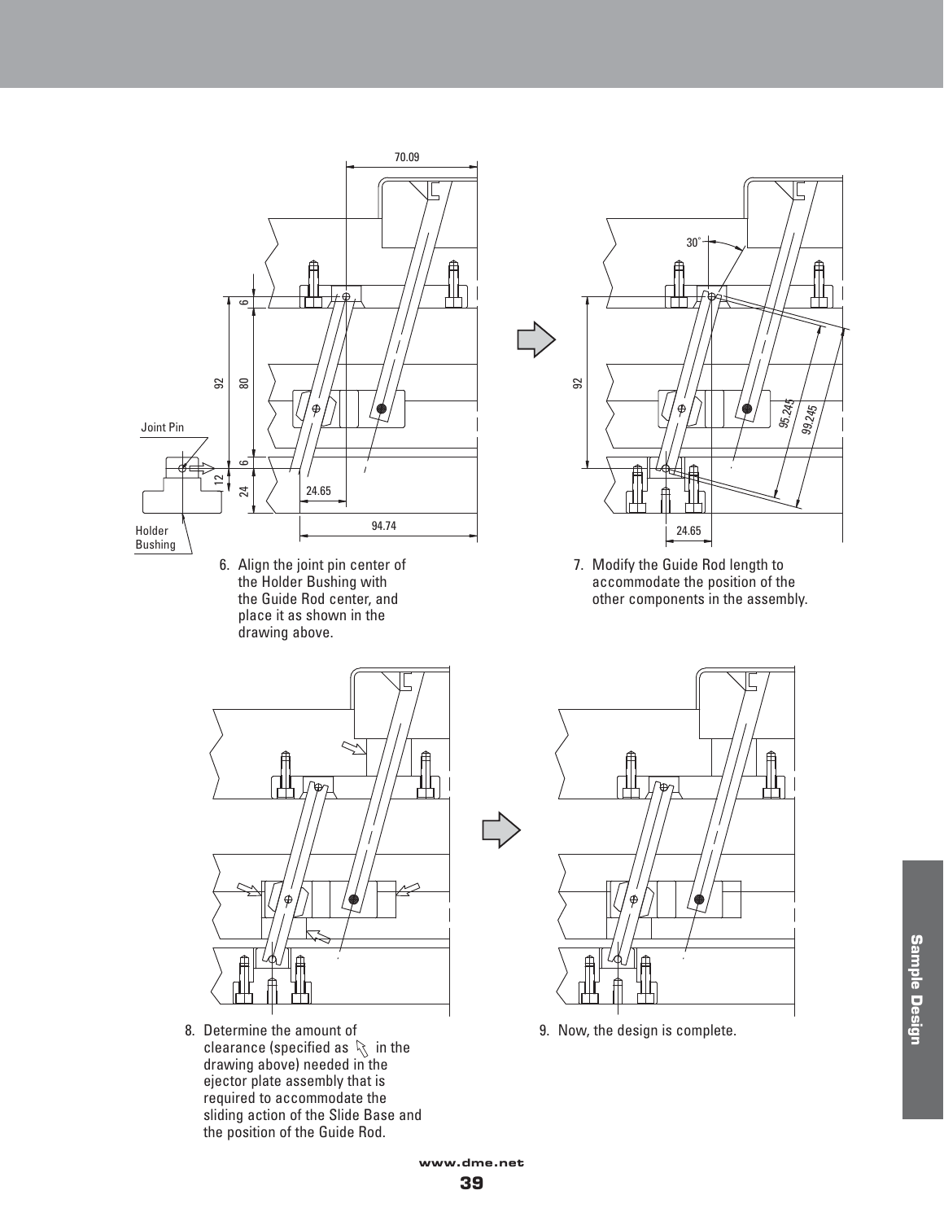6. Align the joint pin center of the Holder Bushing with the Guide Rod center, and place it as shown in the drawing above.

7. Modify the Guide Rod length to accommodate the position of the other components in the assembly.

8. Determine the amount of clearance (specified as ⇘ in the drawing above) needed in the ejector plate assembly that is required to accommodate the sliding action of the Slide Base and the position of the Guide Rod.

9. Now, the design is complete.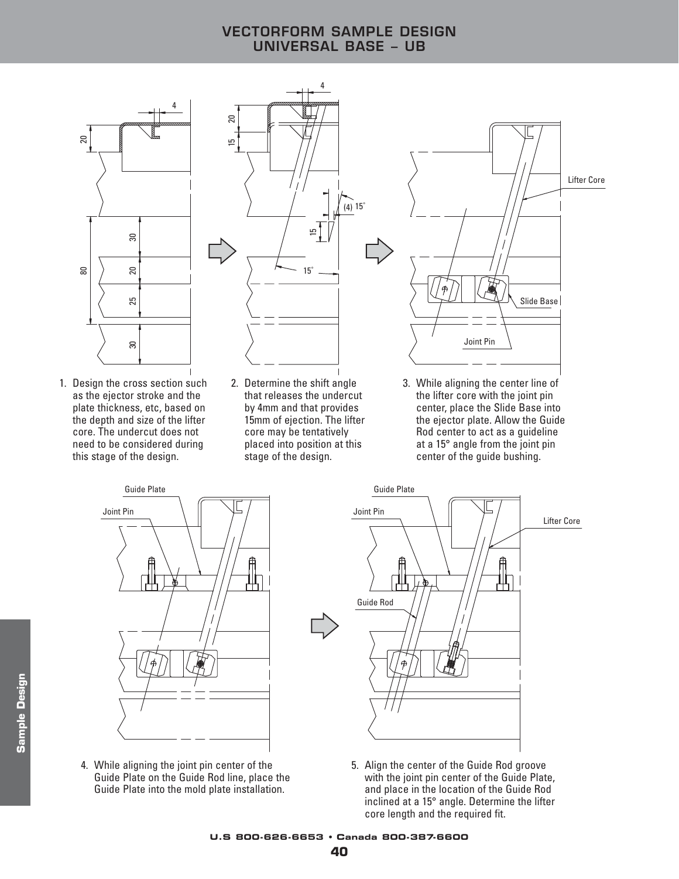# VECTORFORM SAMPLE DESIGN
## UNIVERSAL BASE – UB

1. Design the cross section such as the ejector stroke and the plate thickness, etc, based on the depth and size of the lifter core. The undercut does not need to be considered during this stage of the design.

2. Determine the shift angle that releases the undercut by 4mm and that provides 15mm of ejection. The lifter core may be tentatively placed into position at this stage of the design.

3. While aligning the center line of the lifter core with the joint pin center, place the Slide Base into the ejector plate. Allow the Guide Rod center to act as a guideline at a 15° angle from the joint pin center of the guide bushing.

4. While aligning the joint pin center of the Guide Plate on the Guide Rod line, place the Guide Plate into the mold plate installation.

5. Align the center of the Guide Rod groove with the joint pin center of the Guide Plate, and place in the location of the Guide Rod inclined at a 15° angle. Determine the lifter core length and the required fit.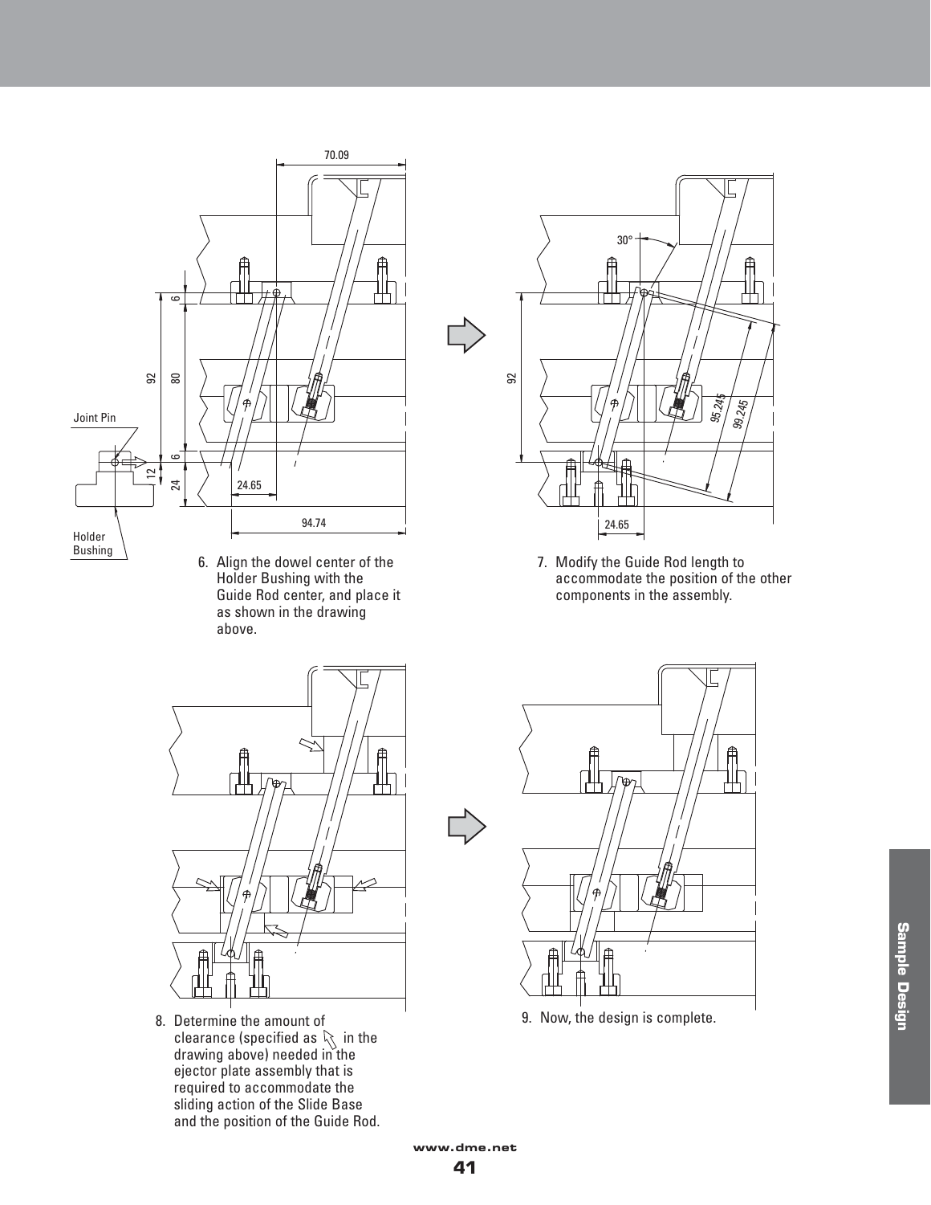6. Align the dowel center of the Holder Bushing with the Guide Rod center, and place it as shown in the drawing above.

7. Modify the Guide Rod length to accommodate the position of the other components in the assembly.

8. Determine the amount of clearance (specified as ⇘ in the drawing above) needed in the ejector plate assembly that is required to accommodate the sliding action of the Slide Base and the position of the Guide Rod.

9. Now, the design is complete.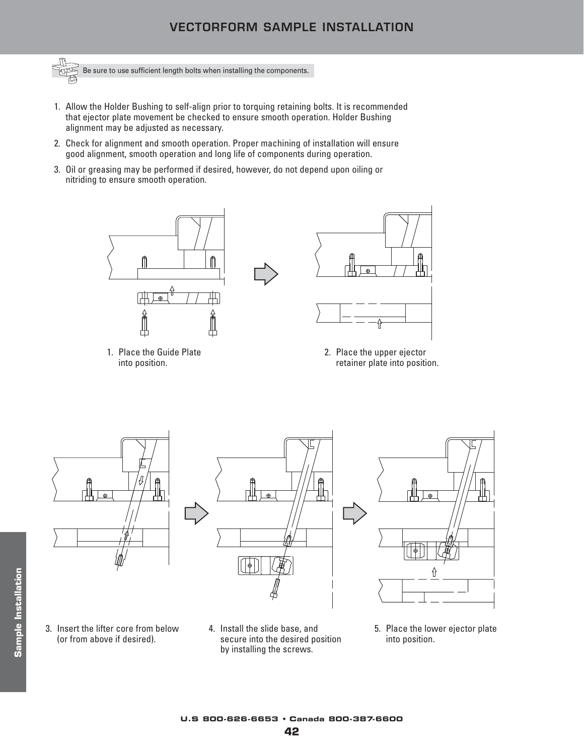# VECTORFORM SAMPLE INSTALLATION

Be sure to use sufficient length bolts when installing the components.

1. Allow the Holder Bushing to self-align prior to torquing retaining bolts. It is recommended that ejector plate movement be checked to ensure smooth operation. Holder Bushing alignment may be adjusted as necessary.
2. Check for alignment and smooth operation. Proper machining of installation will ensure good alignment, smooth operation and long life of components during operation.
3. Oil or greasing may be performed if desired, however, do not depend upon oiling or nitriding to ensure smooth operation.

1. Place the Guide Plate into position.

2. Place the upper ejector retainer plate into position.

3. Insert the lifter core from below (or from above if desired).

4. Install the slide base, and secure into the desired position by installing the screws.

5. Place the lower ejector plate into position.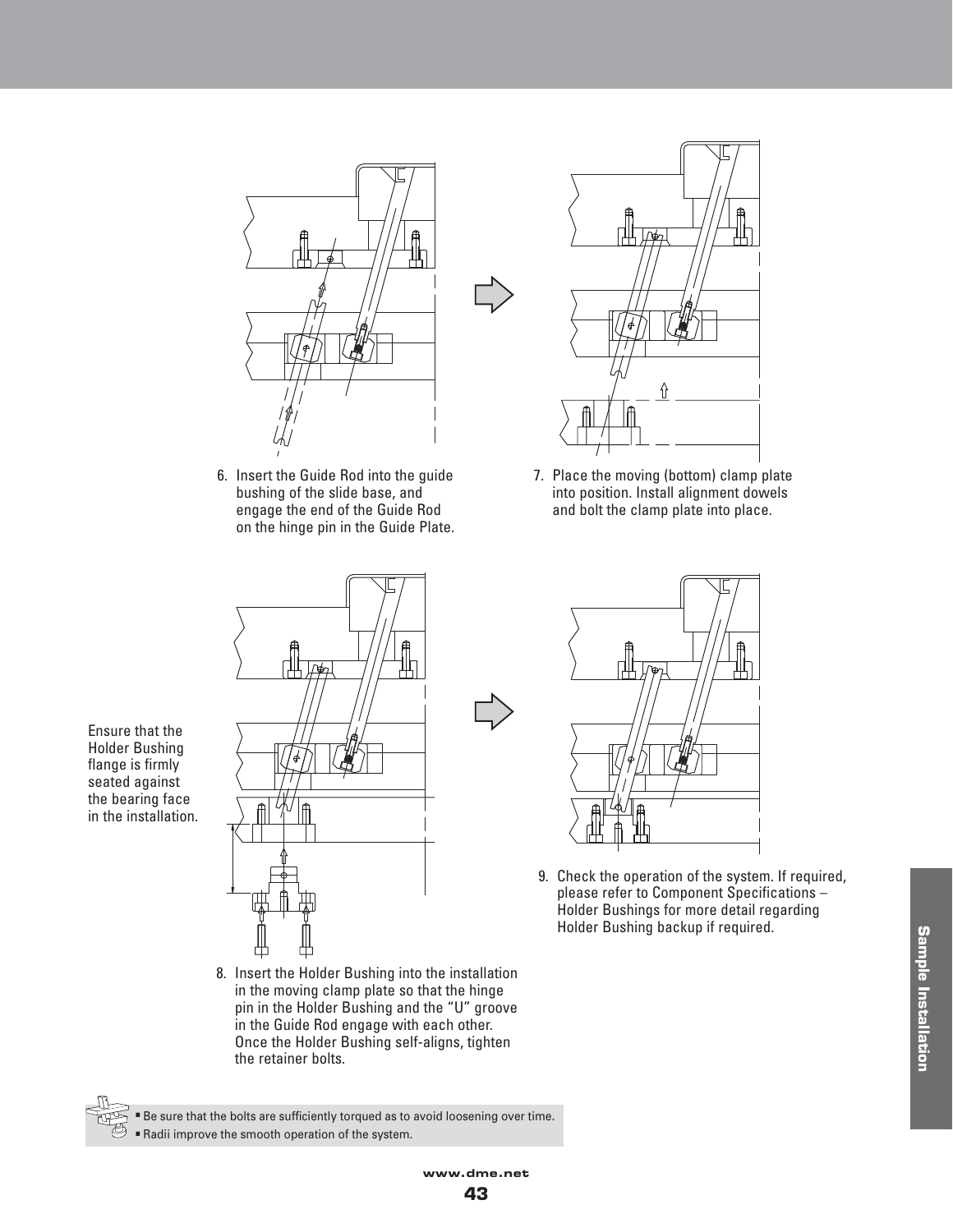6. Insert the Guide Rod into the guide bushing of the slide base, and engage the end of the Guide Rod on the hinge pin in the Guide Plate.

7. Place the moving (bottom) clamp plate into position. Install alignment dowels and bolt the clamp plate into place.

Ensure that the Holder Bushing flange is firmly seated against the bearing face in the installation.

8. Insert the Holder Bushing into the installation in the moving clamp plate so that the hinge pin in the Holder Bushing and the “U” groove in the Guide Rod engage with each other. Once the Holder Bushing self-aligns, tighten the retainer bolts.

9. Check the operation of the system. If required, please refer to Component Specifications – Holder Bushings for more detail regarding Holder Bushing backup if required.

- Be sure that the bolts are sufficiently torqued as to avoid loosening over time.
- Radii improve the smooth operation of the system.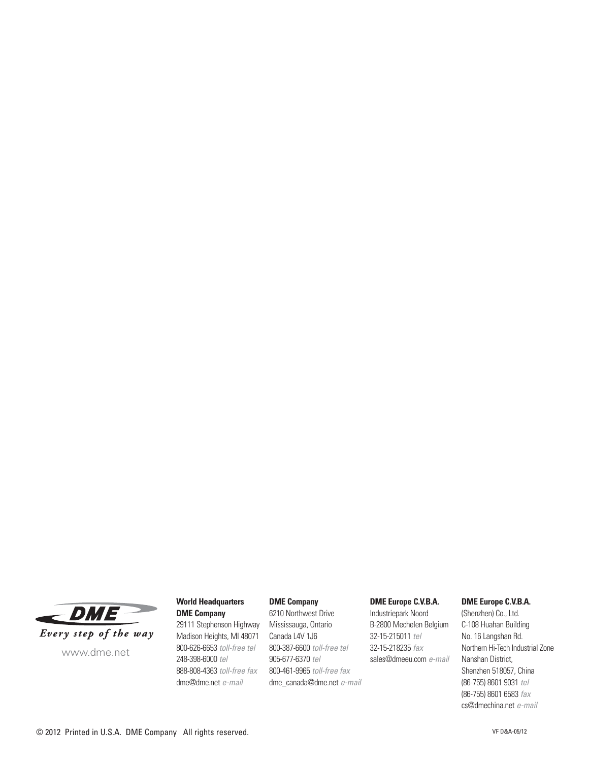DME

*Every step of the way*

www.dme.net

**World Headquarters**
**DME Company**
29111 Stephenson Highway
Madison Heights, MI 48071
800-626-6653 *toll-free tel*
248-398-6000 *tel*
888-808-4363 *toll-free fax*
dme@dme.net *e-mail*

**DME Company**
6210 Northwest Drive
Mississauga, Ontario
Canada L4V 1J6
800-387-6600 *toll-free tel*
905-677-6370 *tel*
800-461-9965 *toll-free fax*
dme_canada@dme.net *e-mail*

**DME Europe C.V.B.A.**
Industriepark Noord
B-2800 Mechelen Belgium
32-15-215011 *tel*
32-15-218235 *fax*
sales@dmeeu.com *e-mail*

**DME Europe C.V.B.A.**
(Shenzhen) Co., Ltd.
C-108 Huahan Building
No. 16 Langshan Rd.
Northern Hi-Tech Industrial Zone
Nanshan District,
Shenzhen 518057, China
(86-755) 8601 9031 *tel*
(86-755) 8601 6583 *fax*
cs@dmechina.net *e-mail*

© 2012 Printed in U.S.A. DME Company All rights reserved.

VF D&A-05/12